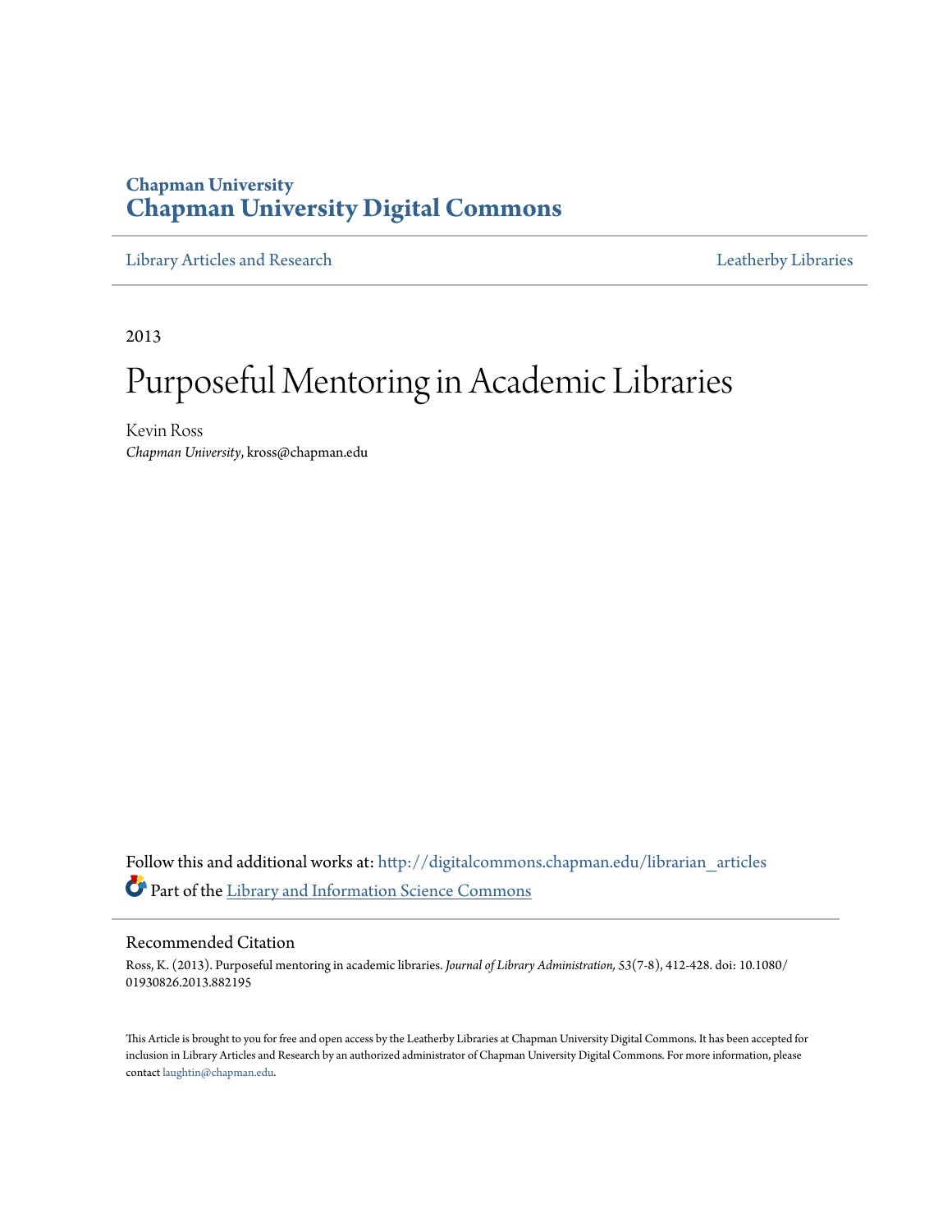Chapman University

# Chapman University Digital Commons

Library Articles and Research

Leatherby Libraries

2013

# Purposeful Mentoring in Academic Libraries

Kevin Ross

*Chapman University*, kross@chapman.edu

Follow this and additional works at: http://digitalcommons.chapman.edu/librarian_articles

Part of the Library and Information Science Commons

## Recommended Citation

Ross, K. (2013). Purposeful mentoring in academic libraries. *Journal of Library Administration, 53*(7-8), 412-428. doi: 10.1080/01930826.2013.882195

This Article is brought to you for free and open access by the Leatherby Libraries at Chapman University Digital Commons. It has been accepted for inclusion in Library Articles and Research by an authorized administrator of Chapman University Digital Commons. For more information, please contact laughtin@chapman.edu.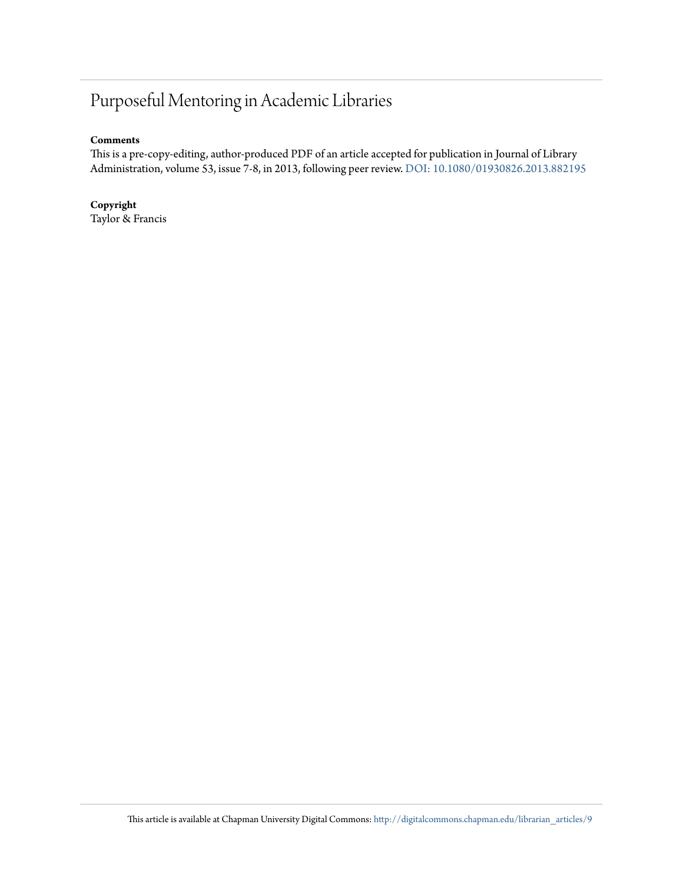# Purposeful Mentoring in Academic Libraries

**Comments**

This is a pre-copy-editing, author-produced PDF of an article accepted for publication in Journal of Library Administration, volume 53, issue 7-8, in 2013, following peer review. DOI: 10.1080/01930826.2013.882195

**Copyright**

Taylor & Francis

This article is available at Chapman University Digital Commons: http://digitalcommons.chapman.edu/librarian_articles/9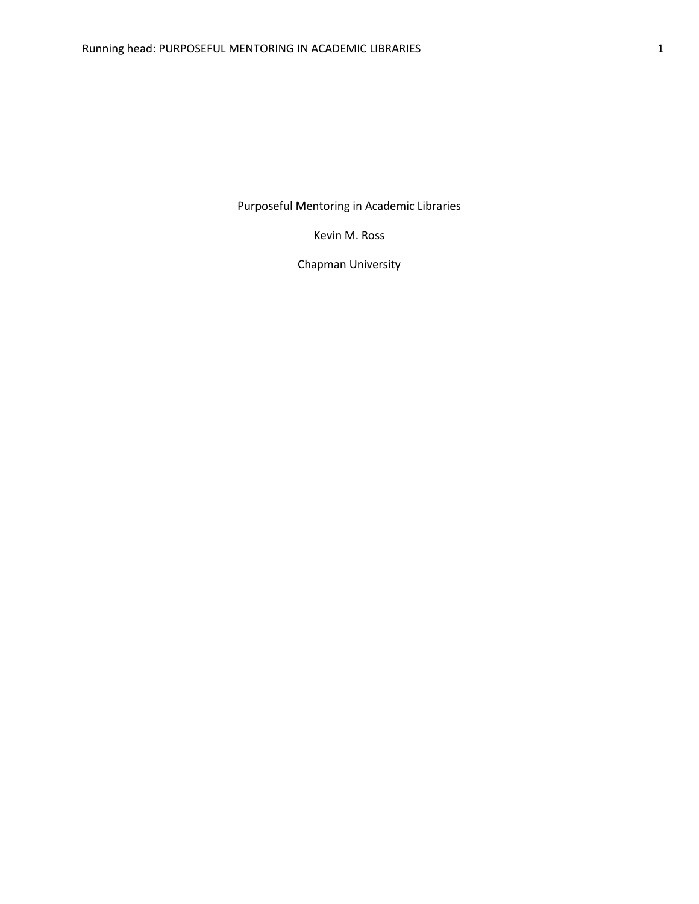Purposeful Mentoring in Academic Libraries

Kevin M. Ross

Chapman University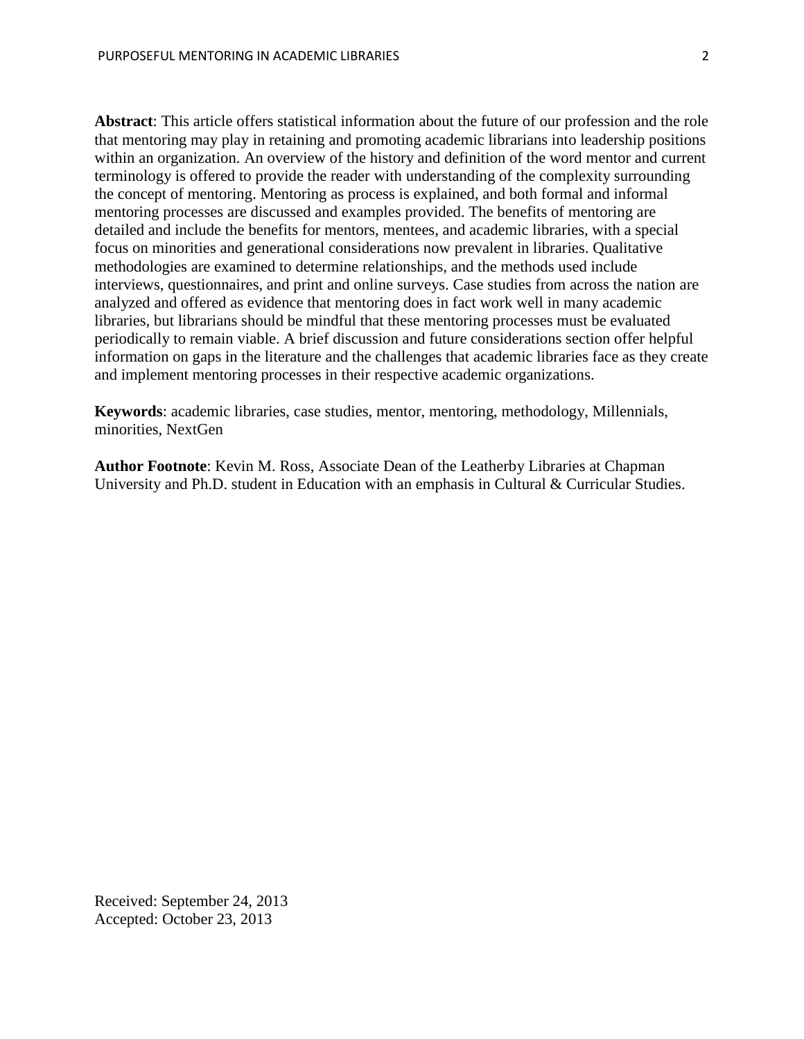**Abstract**: This article offers statistical information about the future of our profession and the role that mentoring may play in retaining and promoting academic librarians into leadership positions within an organization. An overview of the history and definition of the word mentor and current terminology is offered to provide the reader with understanding of the complexity surrounding the concept of mentoring. Mentoring as process is explained, and both formal and informal mentoring processes are discussed and examples provided. The benefits of mentoring are detailed and include the benefits for mentors, mentees, and academic libraries, with a special focus on minorities and generational considerations now prevalent in libraries. Qualitative methodologies are examined to determine relationships, and the methods used include interviews, questionnaires, and print and online surveys. Case studies from across the nation are analyzed and offered as evidence that mentoring does in fact work well in many academic libraries, but librarians should be mindful that these mentoring processes must be evaluated periodically to remain viable. A brief discussion and future considerations section offer helpful information on gaps in the literature and the challenges that academic libraries face as they create and implement mentoring processes in their respective academic organizations.

**Keywords**: academic libraries, case studies, mentor, mentoring, methodology, Millennials, minorities, NextGen

**Author Footnote**: Kevin M. Ross, Associate Dean of the Leatherby Libraries at Chapman University and Ph.D. student in Education with an emphasis in Cultural & Curricular Studies.

Received: September 24, 2013
Accepted: October 23, 2013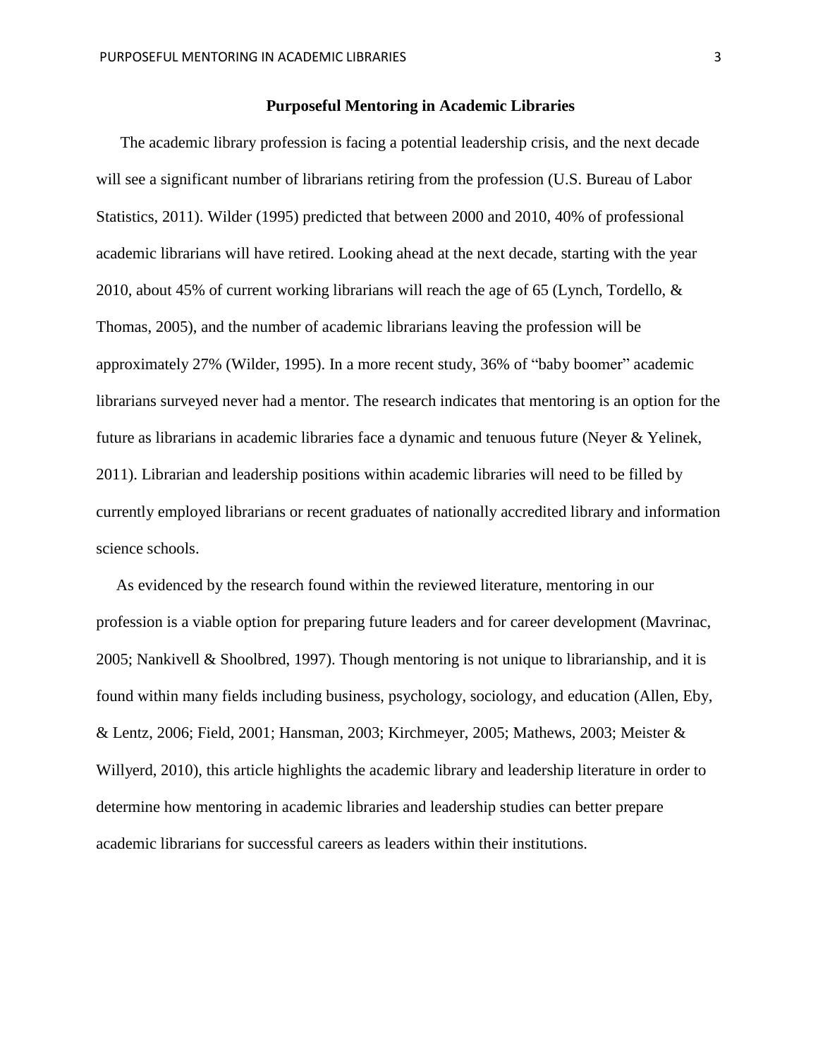## Purposeful Mentoring in Academic Libraries

The academic library profession is facing a potential leadership crisis, and the next decade will see a significant number of librarians retiring from the profession (U.S. Bureau of Labor Statistics, 2011). Wilder (1995) predicted that between 2000 and 2010, 40% of professional academic librarians will have retired. Looking ahead at the next decade, starting with the year 2010, about 45% of current working librarians will reach the age of 65 (Lynch, Tordello, & Thomas, 2005), and the number of academic librarians leaving the profession will be approximately 27% (Wilder, 1995). In a more recent study, 36% of "baby boomer" academic librarians surveyed never had a mentor. The research indicates that mentoring is an option for the future as librarians in academic libraries face a dynamic and tenuous future (Neyer & Yelinek, 2011). Librarian and leadership positions within academic libraries will need to be filled by currently employed librarians or recent graduates of nationally accredited library and information science schools.

As evidenced by the research found within the reviewed literature, mentoring in our profession is a viable option for preparing future leaders and for career development (Mavrinac, 2005; Nankivell & Shoolbred, 1997). Though mentoring is not unique to librarianship, and it is found within many fields including business, psychology, sociology, and education (Allen, Eby, & Lentz, 2006; Field, 2001; Hansman, 2003; Kirchmeyer, 2005; Mathews, 2003; Meister & Willyerd, 2010), this article highlights the academic library and leadership literature in order to determine how mentoring in academic libraries and leadership studies can better prepare academic librarians for successful careers as leaders within their institutions.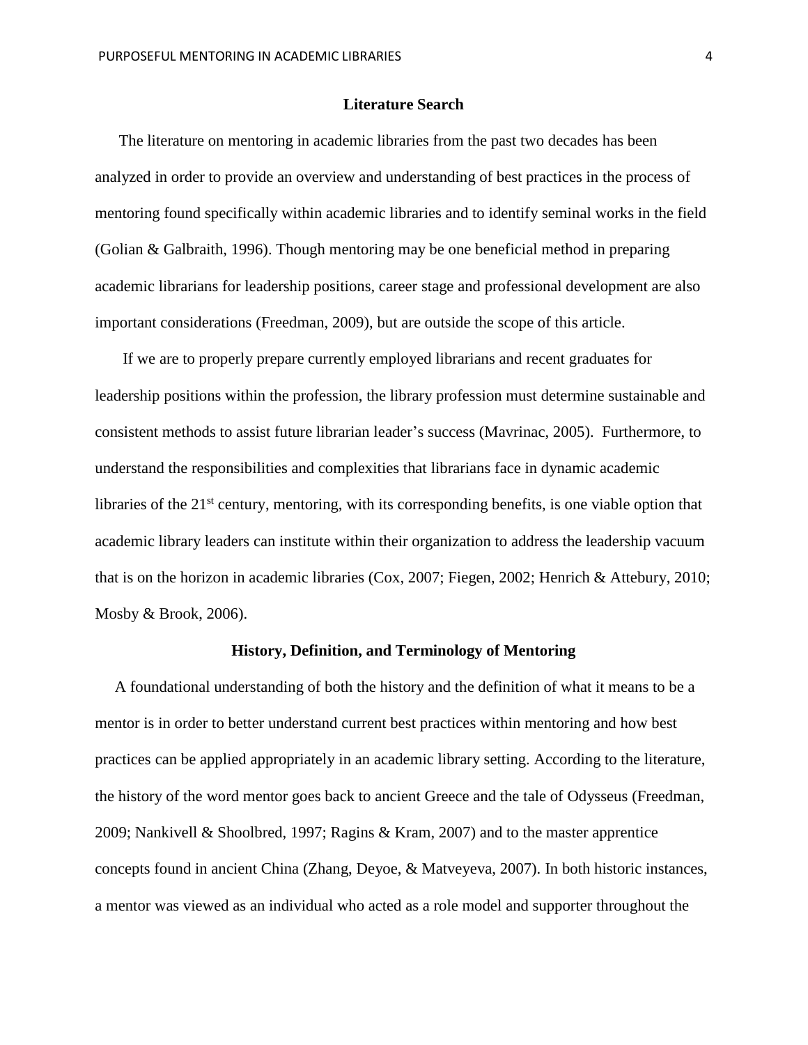## Literature Search

The literature on mentoring in academic libraries from the past two decades has been analyzed in order to provide an overview and understanding of best practices in the process of mentoring found specifically within academic libraries and to identify seminal works in the field (Golian & Galbraith, 1996). Though mentoring may be one beneficial method in preparing academic librarians for leadership positions, career stage and professional development are also important considerations (Freedman, 2009), but are outside the scope of this article.

If we are to properly prepare currently employed librarians and recent graduates for leadership positions within the profession, the library profession must determine sustainable and consistent methods to assist future librarian leader's success (Mavrinac, 2005). Furthermore, to understand the responsibilities and complexities that librarians face in dynamic academic libraries of the 21st century, mentoring, with its corresponding benefits, is one viable option that academic library leaders can institute within their organization to address the leadership vacuum that is on the horizon in academic libraries (Cox, 2007; Fiegen, 2002; Henrich & Attebury, 2010; Mosby & Brook, 2006).

## History, Definition, and Terminology of Mentoring

A foundational understanding of both the history and the definition of what it means to be a mentor is in order to better understand current best practices within mentoring and how best practices can be applied appropriately in an academic library setting. According to the literature, the history of the word mentor goes back to ancient Greece and the tale of Odysseus (Freedman, 2009; Nankivell & Shoolbred, 1997; Ragins & Kram, 2007) and to the master apprentice concepts found in ancient China (Zhang, Deyoe, & Matveyeva, 2007). In both historic instances, a mentor was viewed as an individual who acted as a role model and supporter throughout the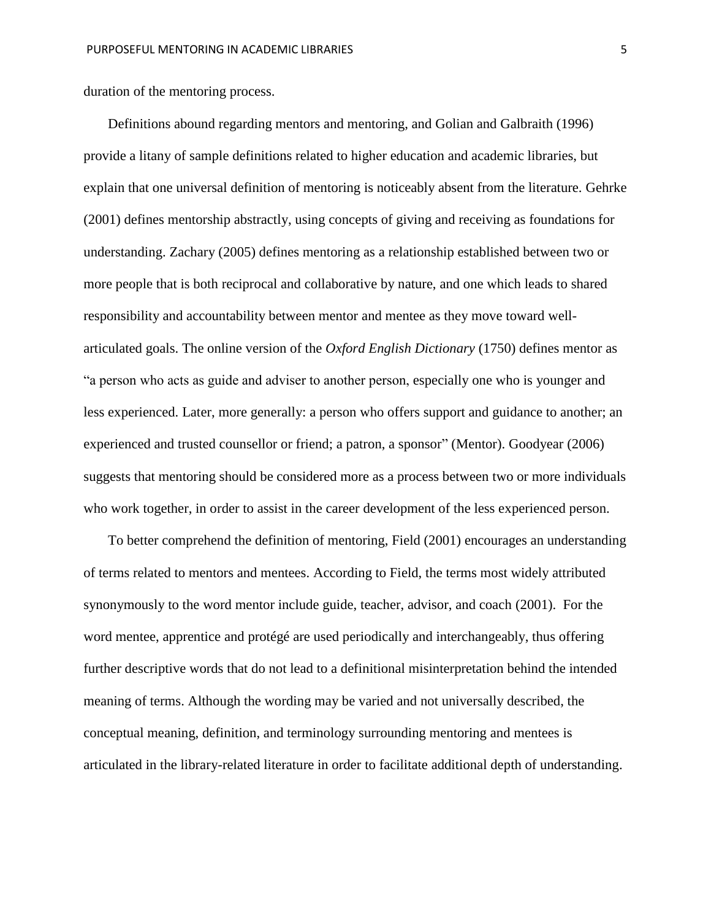duration of the mentoring process.

Definitions abound regarding mentors and mentoring, and Golian and Galbraith (1996) provide a litany of sample definitions related to higher education and academic libraries, but explain that one universal definition of mentoring is noticeably absent from the literature. Gehrke (2001) defines mentorship abstractly, using concepts of giving and receiving as foundations for understanding. Zachary (2005) defines mentoring as a relationship established between two or more people that is both reciprocal and collaborative by nature, and one which leads to shared responsibility and accountability between mentor and mentee as they move toward well-articulated goals. The online version of the *Oxford English Dictionary* (1750) defines mentor as "a person who acts as guide and adviser to another person, especially one who is younger and less experienced. Later, more generally: a person who offers support and guidance to another; an experienced and trusted counsellor or friend; a patron, a sponsor" (Mentor). Goodyear (2006) suggests that mentoring should be considered more as a process between two or more individuals who work together, in order to assist in the career development of the less experienced person.

To better comprehend the definition of mentoring, Field (2001) encourages an understanding of terms related to mentors and mentees. According to Field, the terms most widely attributed synonymously to the word mentor include guide, teacher, advisor, and coach (2001). For the word mentee, apprentice and protégé are used periodically and interchangeably, thus offering further descriptive words that do not lead to a definitional misinterpretation behind the intended meaning of terms. Although the wording may be varied and not universally described, the conceptual meaning, definition, and terminology surrounding mentoring and mentees is articulated in the library-related literature in order to facilitate additional depth of understanding.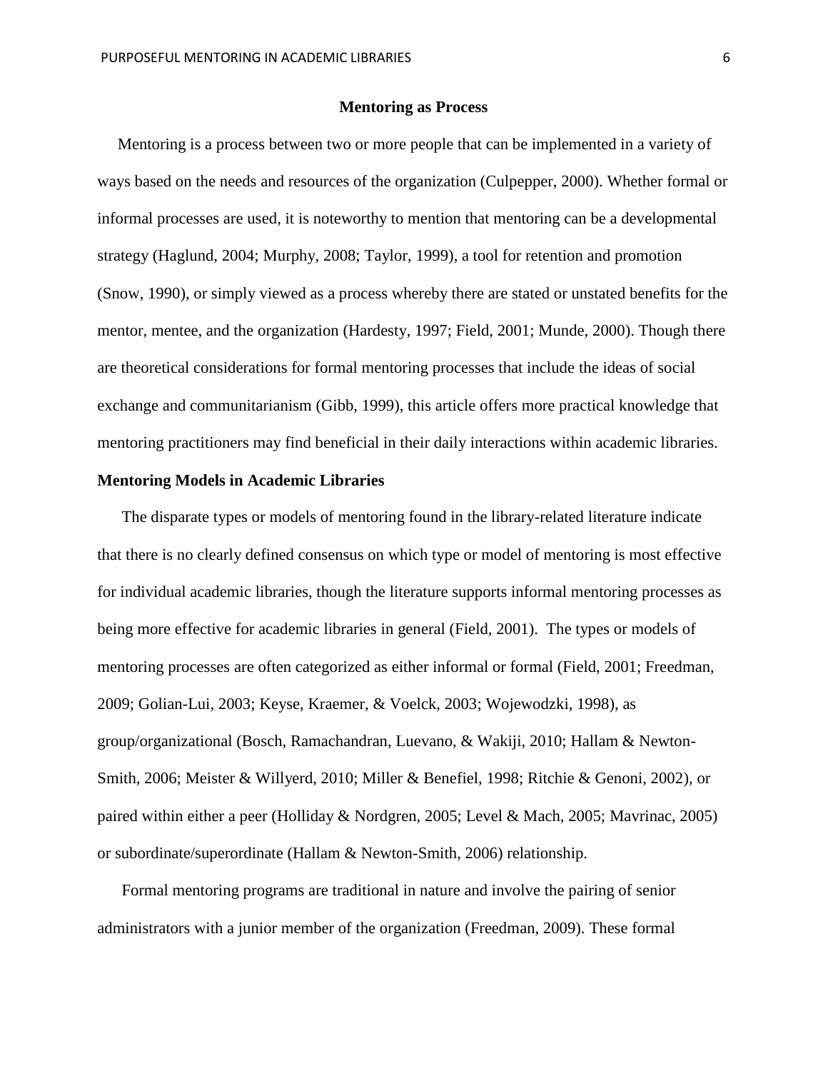## Mentoring as Process

Mentoring is a process between two or more people that can be implemented in a variety of ways based on the needs and resources of the organization (Culpepper, 2000). Whether formal or informal processes are used, it is noteworthy to mention that mentoring can be a developmental strategy (Haglund, 2004; Murphy, 2008; Taylor, 1999), a tool for retention and promotion (Snow, 1990), or simply viewed as a process whereby there are stated or unstated benefits for the mentor, mentee, and the organization (Hardesty, 1997; Field, 2001; Munde, 2000). Though there are theoretical considerations for formal mentoring processes that include the ideas of social exchange and communitarianism (Gibb, 1999), this article offers more practical knowledge that mentoring practitioners may find beneficial in their daily interactions within academic libraries.

### Mentoring Models in Academic Libraries

The disparate types or models of mentoring found in the library-related literature indicate that there is no clearly defined consensus on which type or model of mentoring is most effective for individual academic libraries, though the literature supports informal mentoring processes as being more effective for academic libraries in general (Field, 2001). The types or models of mentoring processes are often categorized as either informal or formal (Field, 2001; Freedman, 2009; Golian-Lui, 2003; Keyse, Kraemer, & Voelck, 2003; Wojewodzki, 1998), as group/organizational (Bosch, Ramachandran, Luevano, & Wakiji, 2010; Hallam & Newton-Smith, 2006; Meister & Willyerd, 2010; Miller & Benefiel, 1998; Ritchie & Genoni, 2002), or paired within either a peer (Holliday & Nordgren, 2005; Level & Mach, 2005; Mavrinac, 2005) or subordinate/superordinate (Hallam & Newton-Smith, 2006) relationship.

Formal mentoring programs are traditional in nature and involve the pairing of senior administrators with a junior member of the organization (Freedman, 2009). These formal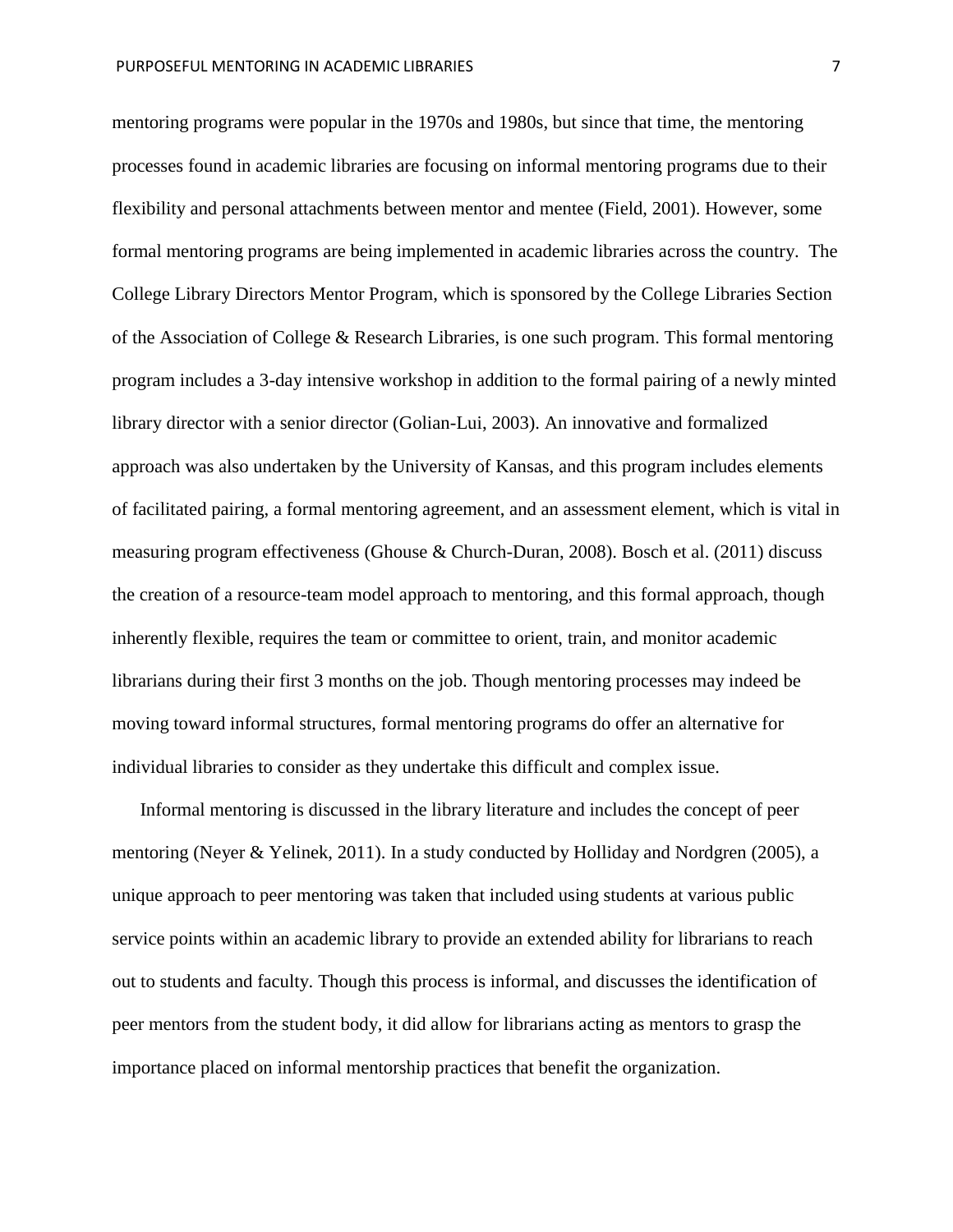mentoring programs were popular in the 1970s and 1980s, but since that time, the mentoring processes found in academic libraries are focusing on informal mentoring programs due to their flexibility and personal attachments between mentor and mentee (Field, 2001). However, some formal mentoring programs are being implemented in academic libraries across the country. The College Library Directors Mentor Program, which is sponsored by the College Libraries Section of the Association of College & Research Libraries, is one such program. This formal mentoring program includes a 3-day intensive workshop in addition to the formal pairing of a newly minted library director with a senior director (Golian-Lui, 2003). An innovative and formalized approach was also undertaken by the University of Kansas, and this program includes elements of facilitated pairing, a formal mentoring agreement, and an assessment element, which is vital in measuring program effectiveness (Ghouse & Church-Duran, 2008). Bosch et al. (2011) discuss the creation of a resource-team model approach to mentoring, and this formal approach, though inherently flexible, requires the team or committee to orient, train, and monitor academic librarians during their first 3 months on the job. Though mentoring processes may indeed be moving toward informal structures, formal mentoring programs do offer an alternative for individual libraries to consider as they undertake this difficult and complex issue.

Informal mentoring is discussed in the library literature and includes the concept of peer mentoring (Neyer & Yelinek, 2011). In a study conducted by Holliday and Nordgren (2005), a unique approach to peer mentoring was taken that included using students at various public service points within an academic library to provide an extended ability for librarians to reach out to students and faculty. Though this process is informal, and discusses the identification of peer mentors from the student body, it did allow for librarians acting as mentors to grasp the importance placed on informal mentorship practices that benefit the organization.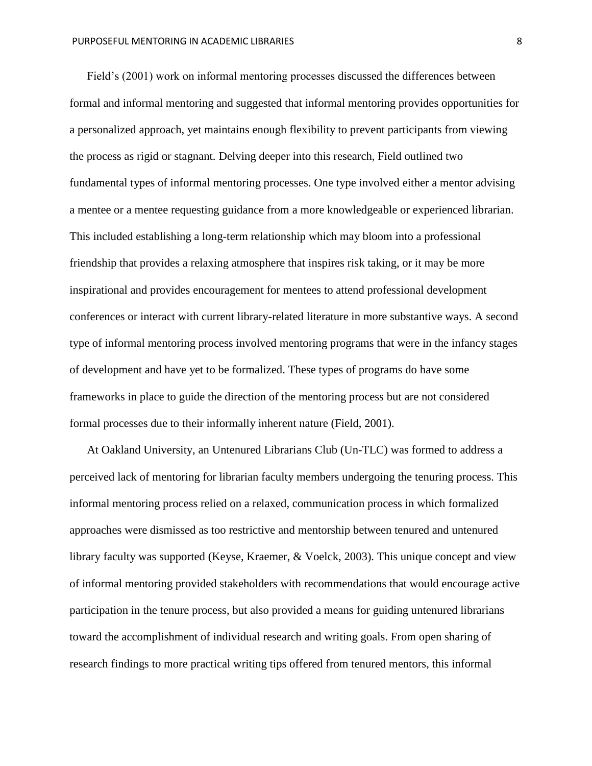Field's (2001) work on informal mentoring processes discussed the differences between formal and informal mentoring and suggested that informal mentoring provides opportunities for a personalized approach, yet maintains enough flexibility to prevent participants from viewing the process as rigid or stagnant. Delving deeper into this research, Field outlined two fundamental types of informal mentoring processes. One type involved either a mentor advising a mentee or a mentee requesting guidance from a more knowledgeable or experienced librarian. This included establishing a long-term relationship which may bloom into a professional friendship that provides a relaxing atmosphere that inspires risk taking, or it may be more inspirational and provides encouragement for mentees to attend professional development conferences or interact with current library-related literature in more substantive ways. A second type of informal mentoring process involved mentoring programs that were in the infancy stages of development and have yet to be formalized. These types of programs do have some frameworks in place to guide the direction of the mentoring process but are not considered formal processes due to their informally inherent nature (Field, 2001).

At Oakland University, an Untenured Librarians Club (Un-TLC) was formed to address a perceived lack of mentoring for librarian faculty members undergoing the tenuring process. This informal mentoring process relied on a relaxed, communication process in which formalized approaches were dismissed as too restrictive and mentorship between tenured and untenured library faculty was supported (Keyse, Kraemer, & Voelck, 2003). This unique concept and view of informal mentoring provided stakeholders with recommendations that would encourage active participation in the tenure process, but also provided a means for guiding untenured librarians toward the accomplishment of individual research and writing goals. From open sharing of research findings to more practical writing tips offered from tenured mentors, this informal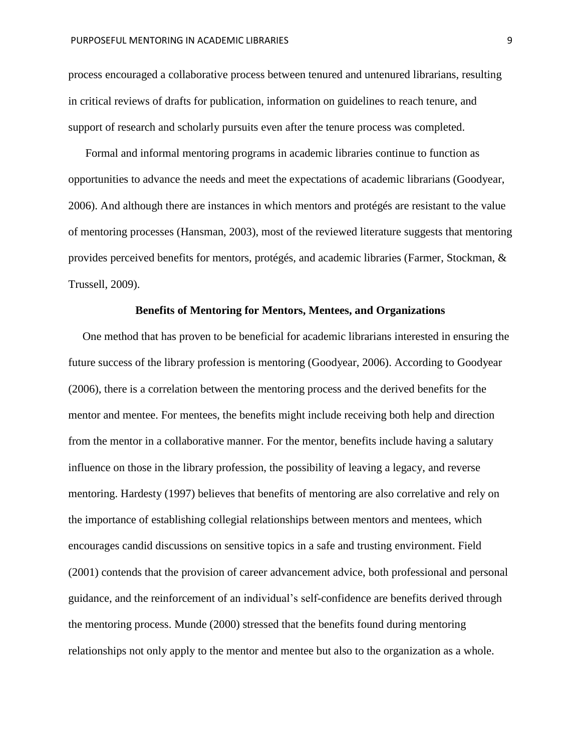process encouraged a collaborative process between tenured and untenured librarians, resulting in critical reviews of drafts for publication, information on guidelines to reach tenure, and support of research and scholarly pursuits even after the tenure process was completed.

Formal and informal mentoring programs in academic libraries continue to function as opportunities to advance the needs and meet the expectations of academic librarians (Goodyear, 2006). And although there are instances in which mentors and protégés are resistant to the value of mentoring processes (Hansman, 2003), most of the reviewed literature suggests that mentoring provides perceived benefits for mentors, protégés, and academic libraries (Farmer, Stockman, & Trussell, 2009).

## Benefits of Mentoring for Mentors, Mentees, and Organizations

One method that has proven to be beneficial for academic librarians interested in ensuring the future success of the library profession is mentoring (Goodyear, 2006). According to Goodyear (2006), there is a correlation between the mentoring process and the derived benefits for the mentor and mentee. For mentees, the benefits might include receiving both help and direction from the mentor in a collaborative manner. For the mentor, benefits include having a salutary influence on those in the library profession, the possibility of leaving a legacy, and reverse mentoring. Hardesty (1997) believes that benefits of mentoring are also correlative and rely on the importance of establishing collegial relationships between mentors and mentees, which encourages candid discussions on sensitive topics in a safe and trusting environment. Field (2001) contends that the provision of career advancement advice, both professional and personal guidance, and the reinforcement of an individual's self-confidence are benefits derived through the mentoring process. Munde (2000) stressed that the benefits found during mentoring relationships not only apply to the mentor and mentee but also to the organization as a whole.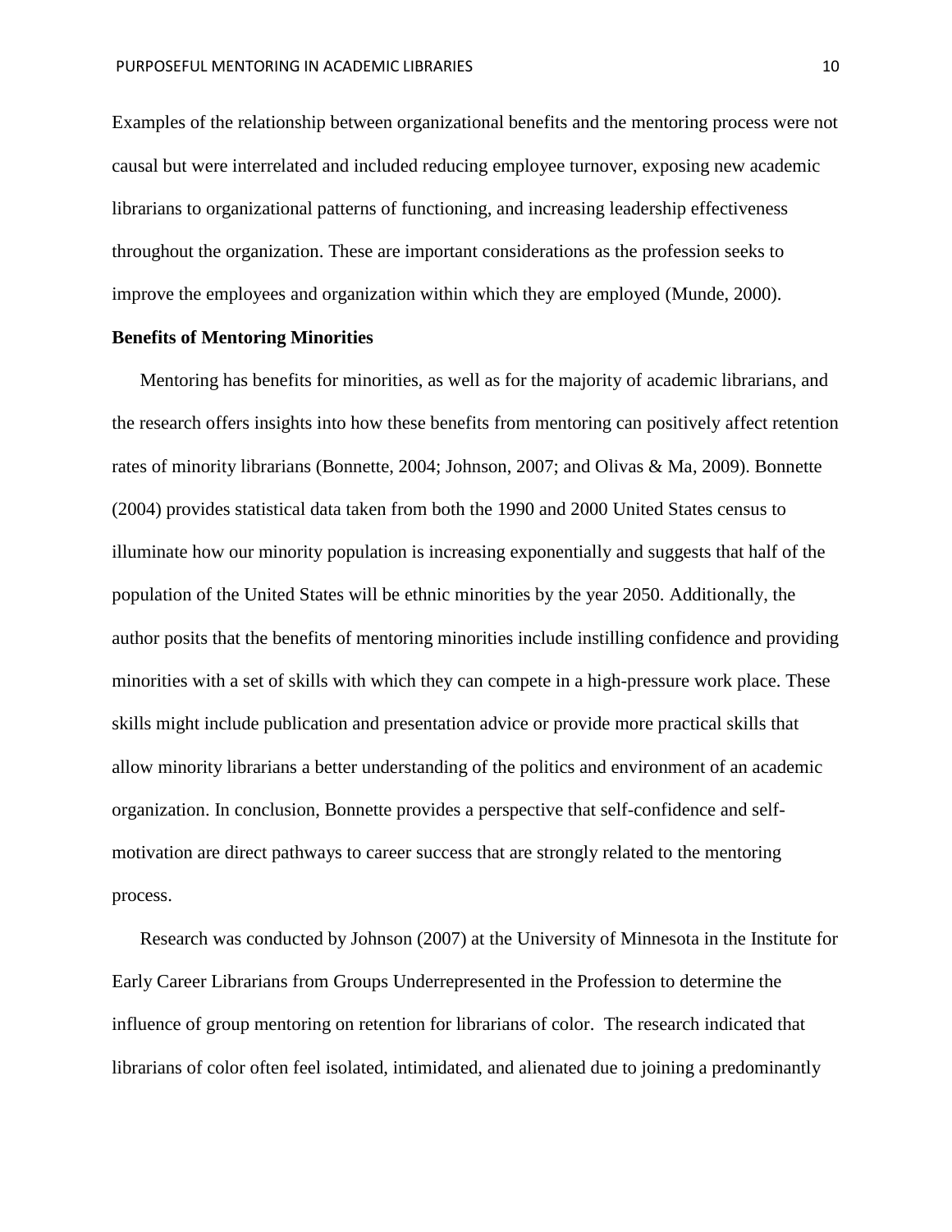Examples of the relationship between organizational benefits and the mentoring process were not causal but were interrelated and included reducing employee turnover, exposing new academic librarians to organizational patterns of functioning, and increasing leadership effectiveness throughout the organization. These are important considerations as the profession seeks to improve the employees and organization within which they are employed (Munde, 2000).

**Benefits of Mentoring Minorities**

Mentoring has benefits for minorities, as well as for the majority of academic librarians, and the research offers insights into how these benefits from mentoring can positively affect retention rates of minority librarians (Bonnette, 2004; Johnson, 2007; and Olivas & Ma, 2009). Bonnette (2004) provides statistical data taken from both the 1990 and 2000 United States census to illuminate how our minority population is increasing exponentially and suggests that half of the population of the United States will be ethnic minorities by the year 2050. Additionally, the author posits that the benefits of mentoring minorities include instilling confidence and providing minorities with a set of skills with which they can compete in a high-pressure work place. These skills might include publication and presentation advice or provide more practical skills that allow minority librarians a better understanding of the politics and environment of an academic organization. In conclusion, Bonnette provides a perspective that self-confidence and self-motivation are direct pathways to career success that are strongly related to the mentoring process.

Research was conducted by Johnson (2007) at the University of Minnesota in the Institute for Early Career Librarians from Groups Underrepresented in the Profession to determine the influence of group mentoring on retention for librarians of color. The research indicated that librarians of color often feel isolated, intimidated, and alienated due to joining a predominantly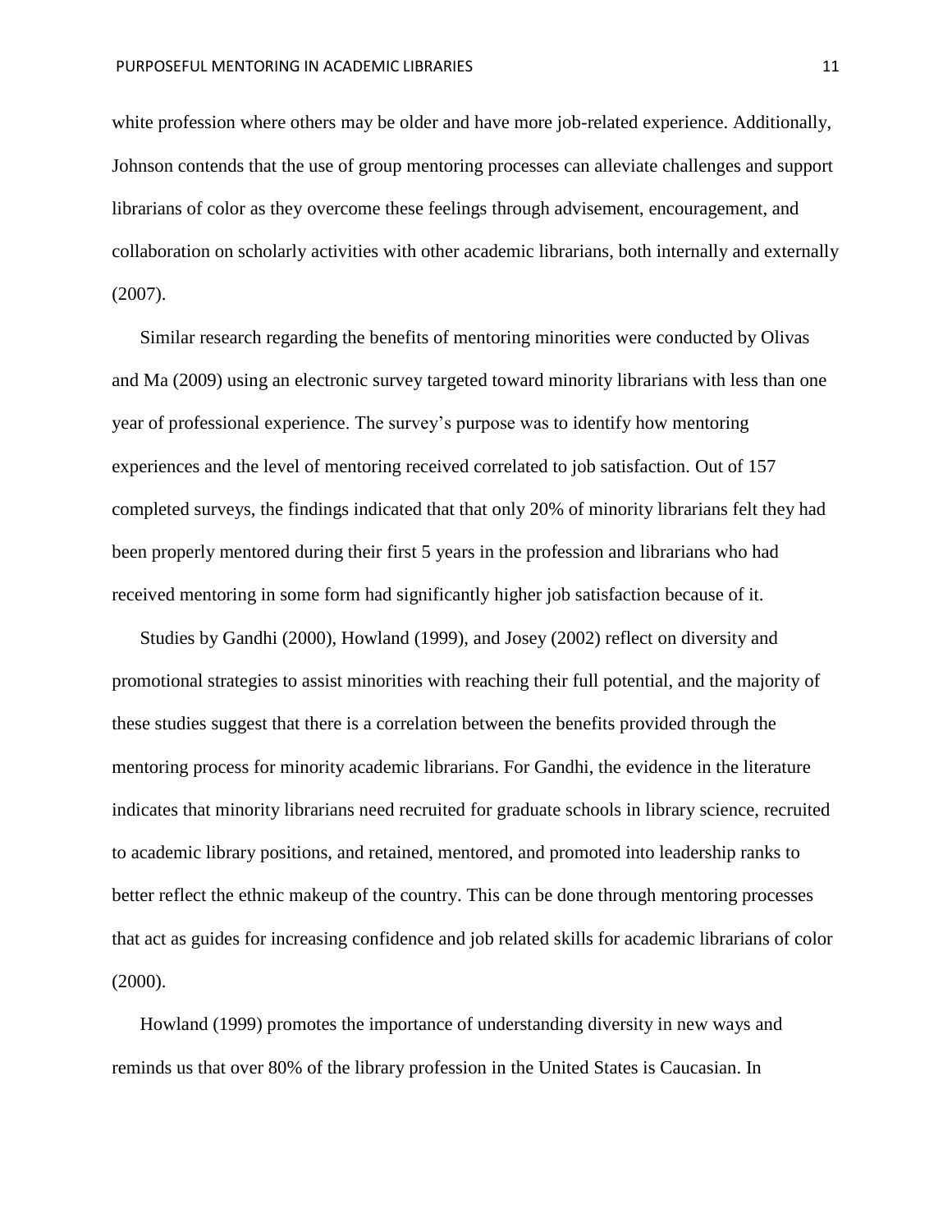white profession where others may be older and have more job-related experience. Additionally, Johnson contends that the use of group mentoring processes can alleviate challenges and support librarians of color as they overcome these feelings through advisement, encouragement, and collaboration on scholarly activities with other academic librarians, both internally and externally (2007).

Similar research regarding the benefits of mentoring minorities were conducted by Olivas and Ma (2009) using an electronic survey targeted toward minority librarians with less than one year of professional experience. The survey's purpose was to identify how mentoring experiences and the level of mentoring received correlated to job satisfaction. Out of 157 completed surveys, the findings indicated that that only 20% of minority librarians felt they had been properly mentored during their first 5 years in the profession and librarians who had received mentoring in some form had significantly higher job satisfaction because of it.

Studies by Gandhi (2000), Howland (1999), and Josey (2002) reflect on diversity and promotional strategies to assist minorities with reaching their full potential, and the majority of these studies suggest that there is a correlation between the benefits provided through the mentoring process for minority academic librarians. For Gandhi, the evidence in the literature indicates that minority librarians need recruited for graduate schools in library science, recruited to academic library positions, and retained, mentored, and promoted into leadership ranks to better reflect the ethnic makeup of the country. This can be done through mentoring processes that act as guides for increasing confidence and job related skills for academic librarians of color (2000).

Howland (1999) promotes the importance of understanding diversity in new ways and reminds us that over 80% of the library profession in the United States is Caucasian. In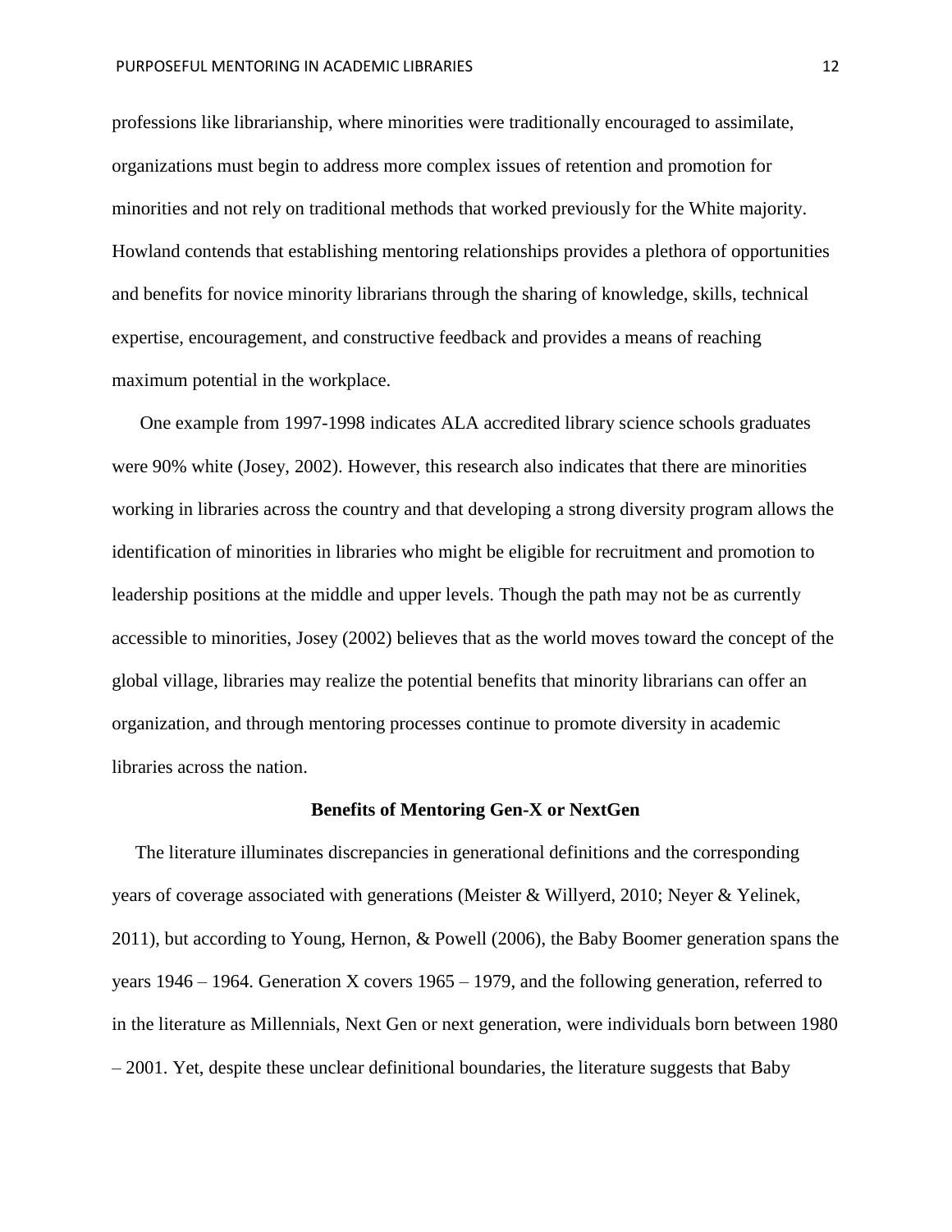professions like librarianship, where minorities were traditionally encouraged to assimilate, organizations must begin to address more complex issues of retention and promotion for minorities and not rely on traditional methods that worked previously for the White majority. Howland contends that establishing mentoring relationships provides a plethora of opportunities and benefits for novice minority librarians through the sharing of knowledge, skills, technical expertise, encouragement, and constructive feedback and provides a means of reaching maximum potential in the workplace.

One example from 1997-1998 indicates ALA accredited library science schools graduates were 90% white (Josey, 2002). However, this research also indicates that there are minorities working in libraries across the country and that developing a strong diversity program allows the identification of minorities in libraries who might be eligible for recruitment and promotion to leadership positions at the middle and upper levels. Though the path may not be as currently accessible to minorities, Josey (2002) believes that as the world moves toward the concept of the global village, libraries may realize the potential benefits that minority librarians can offer an organization, and through mentoring processes continue to promote diversity in academic libraries across the nation.

## Benefits of Mentoring Gen-X or NextGen

The literature illuminates discrepancies in generational definitions and the corresponding years of coverage associated with generations (Meister & Willyerd, 2010; Neyer & Yelinek, 2011), but according to Young, Hernon, & Powell (2006), the Baby Boomer generation spans the years 1946 – 1964. Generation X covers 1965 – 1979, and the following generation, referred to in the literature as Millennials, Next Gen or next generation, were individuals born between 1980 – 2001. Yet, despite these unclear definitional boundaries, the literature suggests that Baby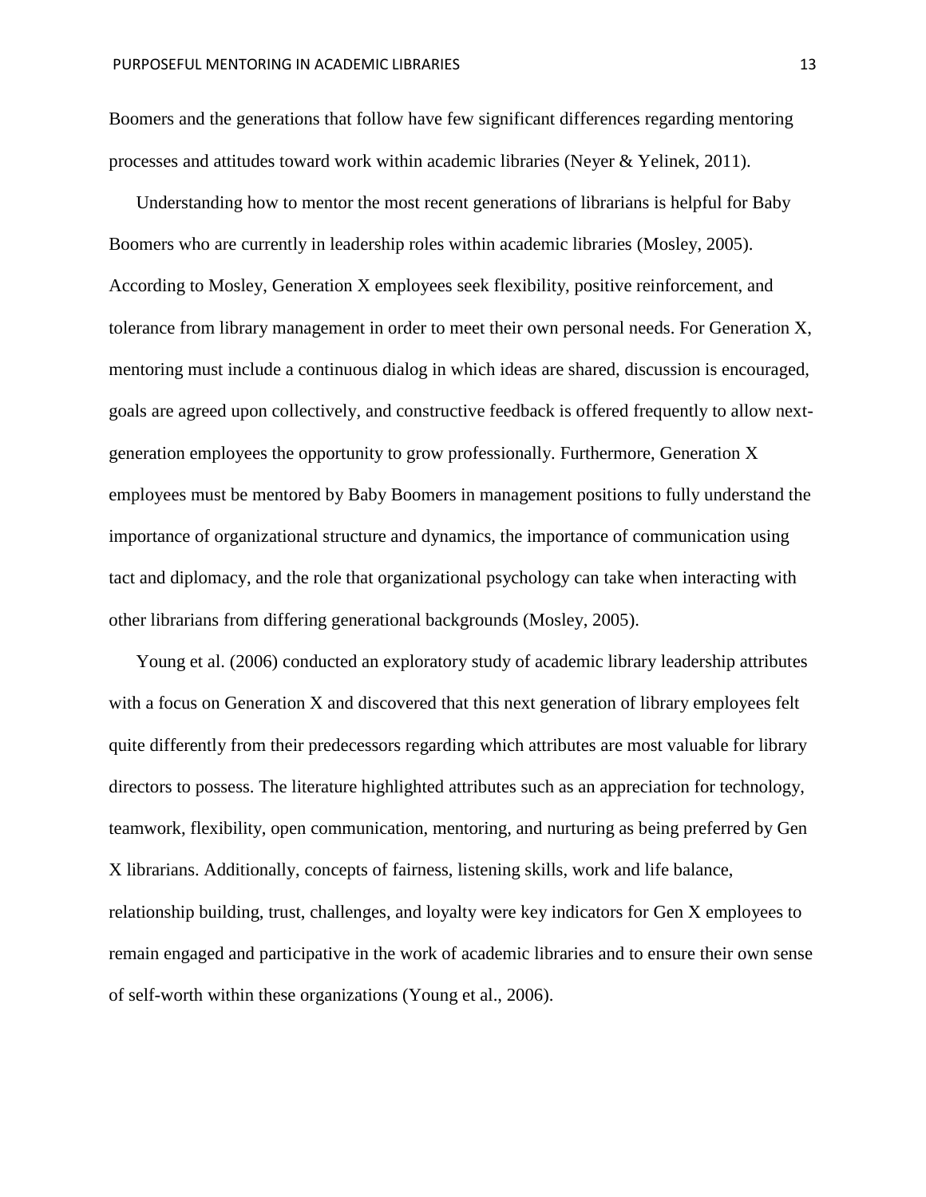Boomers and the generations that follow have few significant differences regarding mentoring processes and attitudes toward work within academic libraries (Neyer & Yelinek, 2011).

Understanding how to mentor the most recent generations of librarians is helpful for Baby Boomers who are currently in leadership roles within academic libraries (Mosley, 2005). According to Mosley, Generation X employees seek flexibility, positive reinforcement, and tolerance from library management in order to meet their own personal needs. For Generation X, mentoring must include a continuous dialog in which ideas are shared, discussion is encouraged, goals are agreed upon collectively, and constructive feedback is offered frequently to allow next-generation employees the opportunity to grow professionally. Furthermore, Generation X employees must be mentored by Baby Boomers in management positions to fully understand the importance of organizational structure and dynamics, the importance of communication using tact and diplomacy, and the role that organizational psychology can take when interacting with other librarians from differing generational backgrounds (Mosley, 2005).

Young et al. (2006) conducted an exploratory study of academic library leadership attributes with a focus on Generation X and discovered that this next generation of library employees felt quite differently from their predecessors regarding which attributes are most valuable for library directors to possess. The literature highlighted attributes such as an appreciation for technology, teamwork, flexibility, open communication, mentoring, and nurturing as being preferred by Gen X librarians. Additionally, concepts of fairness, listening skills, work and life balance, relationship building, trust, challenges, and loyalty were key indicators for Gen X employees to remain engaged and participative in the work of academic libraries and to ensure their own sense of self-worth within these organizations (Young et al., 2006).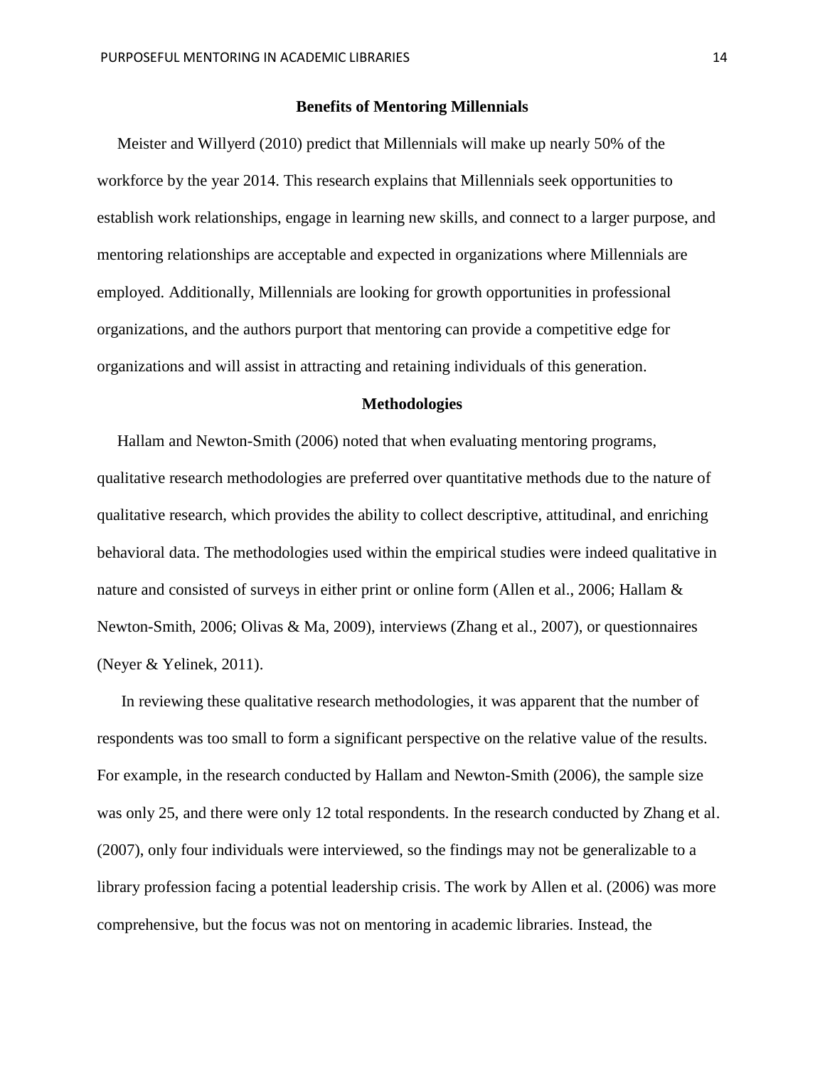## Benefits of Mentoring Millennials

Meister and Willyerd (2010) predict that Millennials will make up nearly 50% of the workforce by the year 2014. This research explains that Millennials seek opportunities to establish work relationships, engage in learning new skills, and connect to a larger purpose, and mentoring relationships are acceptable and expected in organizations where Millennials are employed. Additionally, Millennials are looking for growth opportunities in professional organizations, and the authors purport that mentoring can provide a competitive edge for organizations and will assist in attracting and retaining individuals of this generation.

## Methodologies

Hallam and Newton-Smith (2006) noted that when evaluating mentoring programs, qualitative research methodologies are preferred over quantitative methods due to the nature of qualitative research, which provides the ability to collect descriptive, attitudinal, and enriching behavioral data. The methodologies used within the empirical studies were indeed qualitative in nature and consisted of surveys in either print or online form (Allen et al., 2006; Hallam & Newton-Smith, 2006; Olivas & Ma, 2009), interviews (Zhang et al., 2007), or questionnaires (Neyer & Yelinek, 2011).

In reviewing these qualitative research methodologies, it was apparent that the number of respondents was too small to form a significant perspective on the relative value of the results. For example, in the research conducted by Hallam and Newton-Smith (2006), the sample size was only 25, and there were only 12 total respondents. In the research conducted by Zhang et al. (2007), only four individuals were interviewed, so the findings may not be generalizable to a library profession facing a potential leadership crisis. The work by Allen et al. (2006) was more comprehensive, but the focus was not on mentoring in academic libraries. Instead, the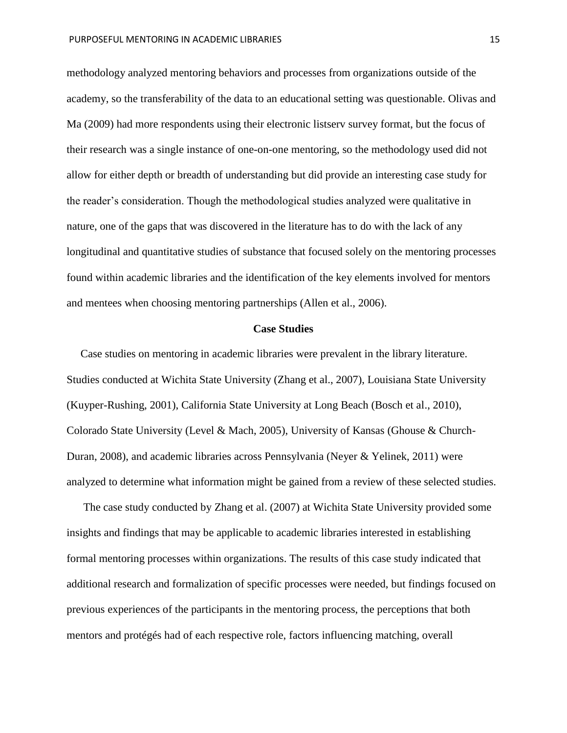methodology analyzed mentoring behaviors and processes from organizations outside of the academy, so the transferability of the data to an educational setting was questionable. Olivas and Ma (2009) had more respondents using their electronic listserv survey format, but the focus of their research was a single instance of one-on-one mentoring, so the methodology used did not allow for either depth or breadth of understanding but did provide an interesting case study for the reader's consideration. Though the methodological studies analyzed were qualitative in nature, one of the gaps that was discovered in the literature has to do with the lack of any longitudinal and quantitative studies of substance that focused solely on the mentoring processes found within academic libraries and the identification of the key elements involved for mentors and mentees when choosing mentoring partnerships (Allen et al., 2006).

## Case Studies

Case studies on mentoring in academic libraries were prevalent in the library literature. Studies conducted at Wichita State University (Zhang et al., 2007), Louisiana State University (Kuyper-Rushing, 2001), California State University at Long Beach (Bosch et al., 2010), Colorado State University (Level & Mach, 2005), University of Kansas (Ghouse & Church-Duran, 2008), and academic libraries across Pennsylvania (Neyer & Yelinek, 2011) were analyzed to determine what information might be gained from a review of these selected studies.

The case study conducted by Zhang et al. (2007) at Wichita State University provided some insights and findings that may be applicable to academic libraries interested in establishing formal mentoring processes within organizations. The results of this case study indicated that additional research and formalization of specific processes were needed, but findings focused on previous experiences of the participants in the mentoring process, the perceptions that both mentors and protégés had of each respective role, factors influencing matching, overall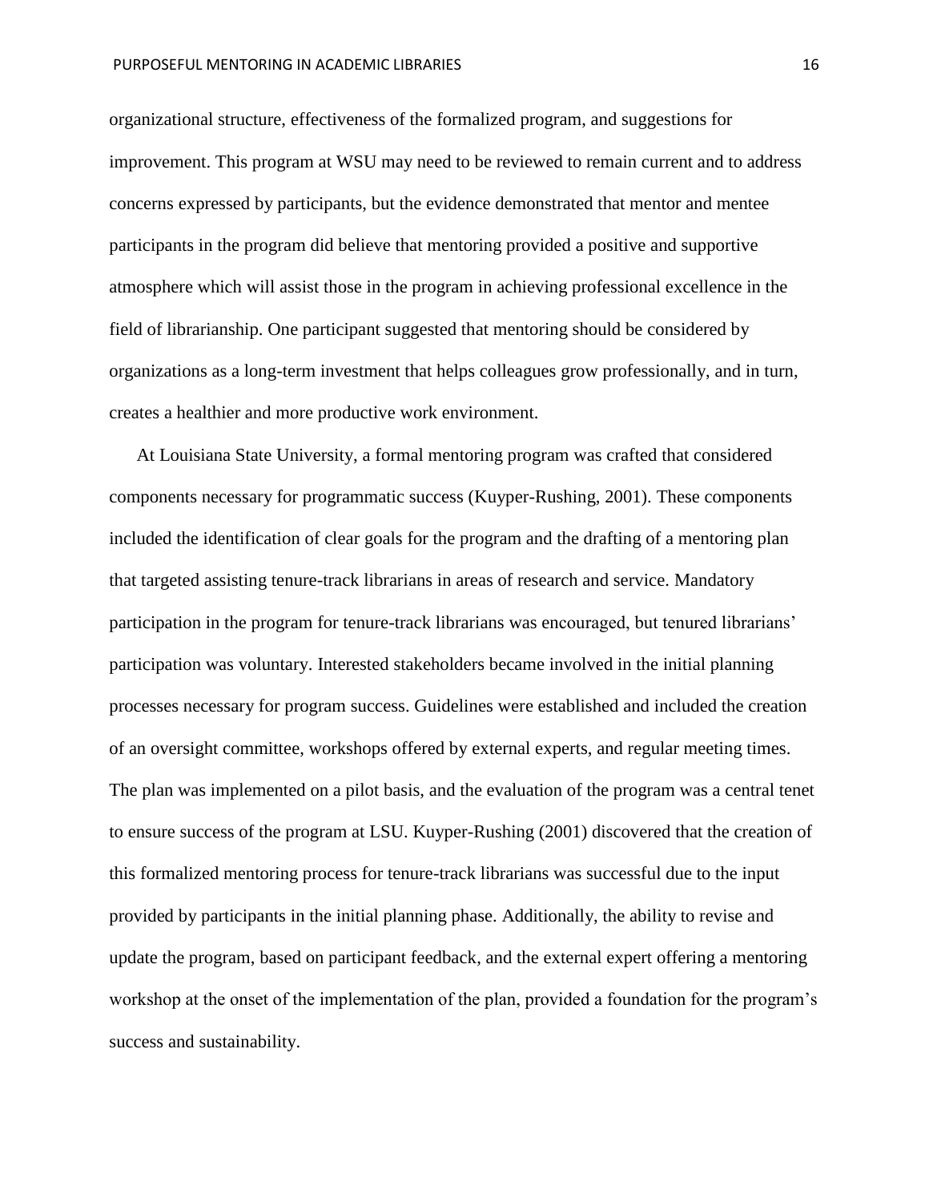organizational structure, effectiveness of the formalized program, and suggestions for improvement. This program at WSU may need to be reviewed to remain current and to address concerns expressed by participants, but the evidence demonstrated that mentor and mentee participants in the program did believe that mentoring provided a positive and supportive atmosphere which will assist those in the program in achieving professional excellence in the field of librarianship. One participant suggested that mentoring should be considered by organizations as a long-term investment that helps colleagues grow professionally, and in turn, creates a healthier and more productive work environment.

At Louisiana State University, a formal mentoring program was crafted that considered components necessary for programmatic success (Kuyper-Rushing, 2001). These components included the identification of clear goals for the program and the drafting of a mentoring plan that targeted assisting tenure-track librarians in areas of research and service. Mandatory participation in the program for tenure-track librarians was encouraged, but tenured librarians' participation was voluntary. Interested stakeholders became involved in the initial planning processes necessary for program success. Guidelines were established and included the creation of an oversight committee, workshops offered by external experts, and regular meeting times. The plan was implemented on a pilot basis, and the evaluation of the program was a central tenet to ensure success of the program at LSU. Kuyper-Rushing (2001) discovered that the creation of this formalized mentoring process for tenure-track librarians was successful due to the input provided by participants in the initial planning phase. Additionally, the ability to revise and update the program, based on participant feedback, and the external expert offering a mentoring workshop at the onset of the implementation of the plan, provided a foundation for the program's success and sustainability.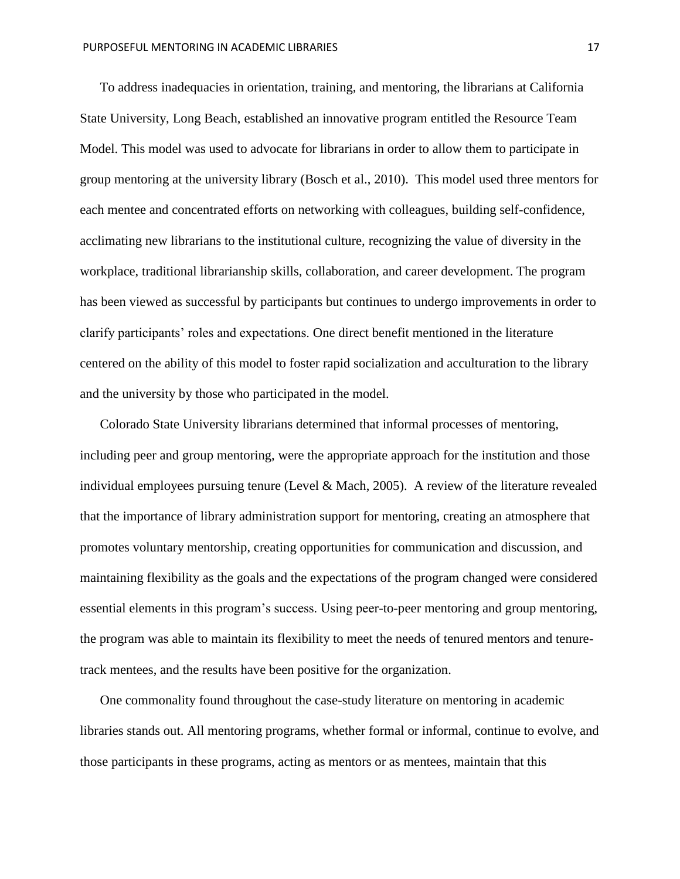To address inadequacies in orientation, training, and mentoring, the librarians at California State University, Long Beach, established an innovative program entitled the Resource Team Model. This model was used to advocate for librarians in order to allow them to participate in group mentoring at the university library (Bosch et al., 2010). This model used three mentors for each mentee and concentrated efforts on networking with colleagues, building self-confidence, acclimating new librarians to the institutional culture, recognizing the value of diversity in the workplace, traditional librarianship skills, collaboration, and career development. The program has been viewed as successful by participants but continues to undergo improvements in order to clarify participants' roles and expectations. One direct benefit mentioned in the literature centered on the ability of this model to foster rapid socialization and acculturation to the library and the university by those who participated in the model.

Colorado State University librarians determined that informal processes of mentoring, including peer and group mentoring, were the appropriate approach for the institution and those individual employees pursuing tenure (Level & Mach, 2005). A review of the literature revealed that the importance of library administration support for mentoring, creating an atmosphere that promotes voluntary mentorship, creating opportunities for communication and discussion, and maintaining flexibility as the goals and the expectations of the program changed were considered essential elements in this program's success. Using peer-to-peer mentoring and group mentoring, the program was able to maintain its flexibility to meet the needs of tenured mentors and tenure-track mentees, and the results have been positive for the organization.

One commonality found throughout the case-study literature on mentoring in academic libraries stands out. All mentoring programs, whether formal or informal, continue to evolve, and those participants in these programs, acting as mentors or as mentees, maintain that this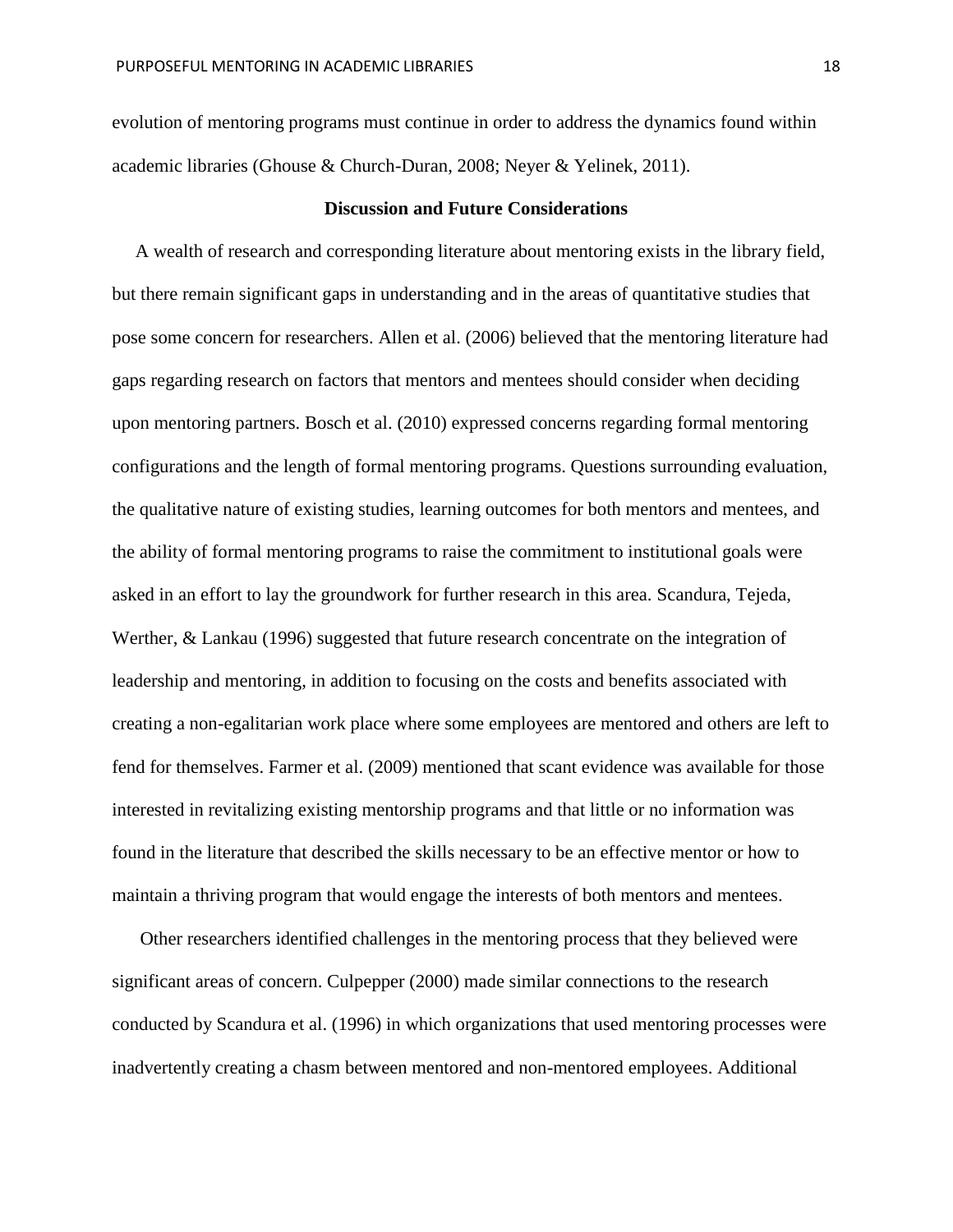evolution of mentoring programs must continue in order to address the dynamics found within academic libraries (Ghouse & Church-Duran, 2008; Neyer & Yelinek, 2011).

## Discussion and Future Considerations

A wealth of research and corresponding literature about mentoring exists in the library field, but there remain significant gaps in understanding and in the areas of quantitative studies that pose some concern for researchers. Allen et al. (2006) believed that the mentoring literature had gaps regarding research on factors that mentors and mentees should consider when deciding upon mentoring partners. Bosch et al. (2010) expressed concerns regarding formal mentoring configurations and the length of formal mentoring programs. Questions surrounding evaluation, the qualitative nature of existing studies, learning outcomes for both mentors and mentees, and the ability of formal mentoring programs to raise the commitment to institutional goals were asked in an effort to lay the groundwork for further research in this area. Scandura, Tejeda, Werther, & Lankau (1996) suggested that future research concentrate on the integration of leadership and mentoring, in addition to focusing on the costs and benefits associated with creating a non-egalitarian work place where some employees are mentored and others are left to fend for themselves. Farmer et al. (2009) mentioned that scant evidence was available for those interested in revitalizing existing mentorship programs and that little or no information was found in the literature that described the skills necessary to be an effective mentor or how to maintain a thriving program that would engage the interests of both mentors and mentees.

Other researchers identified challenges in the mentoring process that they believed were significant areas of concern. Culpepper (2000) made similar connections to the research conducted by Scandura et al. (1996) in which organizations that used mentoring processes were inadvertently creating a chasm between mentored and non-mentored employees. Additional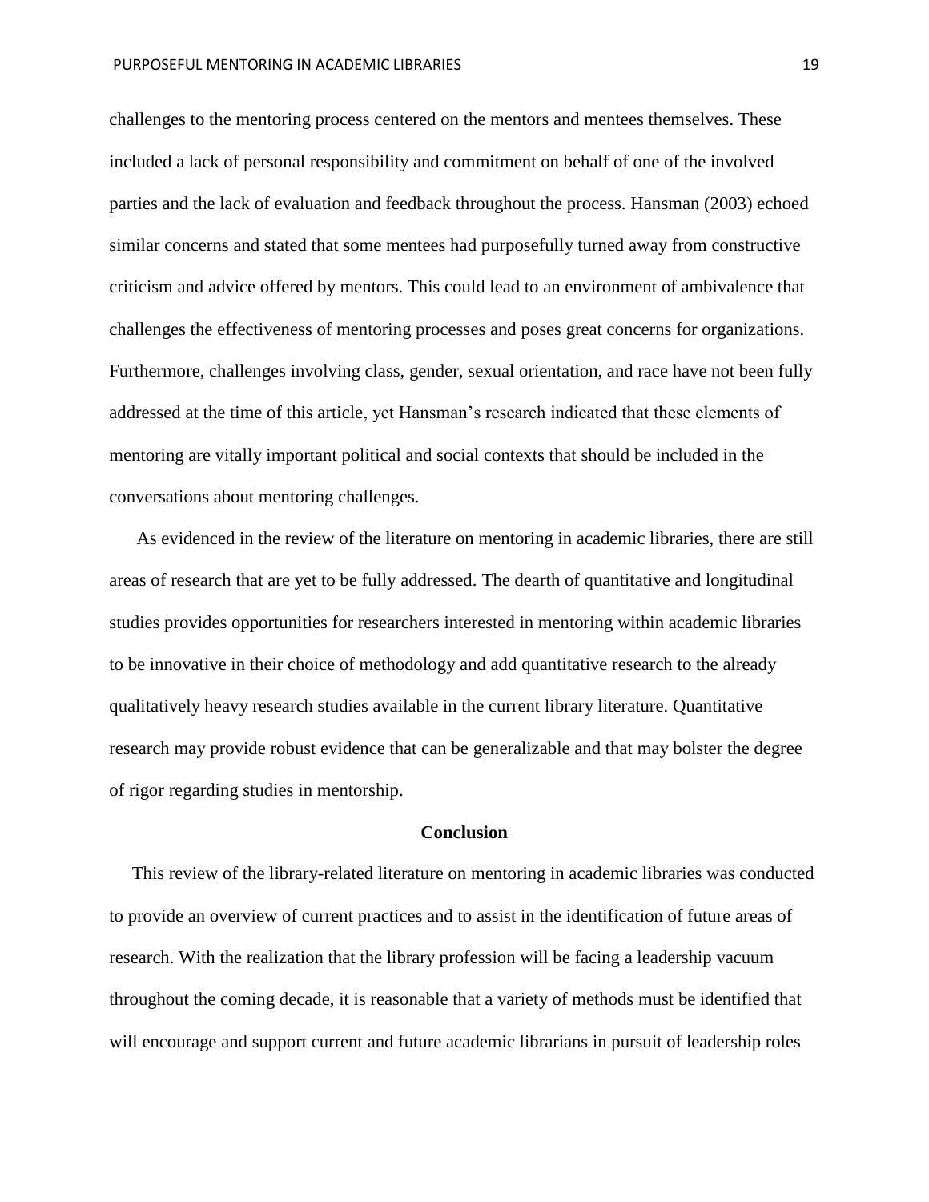challenges to the mentoring process centered on the mentors and mentees themselves. These included a lack of personal responsibility and commitment on behalf of one of the involved parties and the lack of evaluation and feedback throughout the process. Hansman (2003) echoed similar concerns and stated that some mentees had purposefully turned away from constructive criticism and advice offered by mentors. This could lead to an environment of ambivalence that challenges the effectiveness of mentoring processes and poses great concerns for organizations. Furthermore, challenges involving class, gender, sexual orientation, and race have not been fully addressed at the time of this article, yet Hansman's research indicated that these elements of mentoring are vitally important political and social contexts that should be included in the conversations about mentoring challenges.

As evidenced in the review of the literature on mentoring in academic libraries, there are still areas of research that are yet to be fully addressed. The dearth of quantitative and longitudinal studies provides opportunities for researchers interested in mentoring within academic libraries to be innovative in their choice of methodology and add quantitative research to the already qualitatively heavy research studies available in the current library literature. Quantitative research may provide robust evidence that can be generalizable and that may bolster the degree of rigor regarding studies in mentorship.

## Conclusion

This review of the library-related literature on mentoring in academic libraries was conducted to provide an overview of current practices and to assist in the identification of future areas of research. With the realization that the library profession will be facing a leadership vacuum throughout the coming decade, it is reasonable that a variety of methods must be identified that will encourage and support current and future academic librarians in pursuit of leadership roles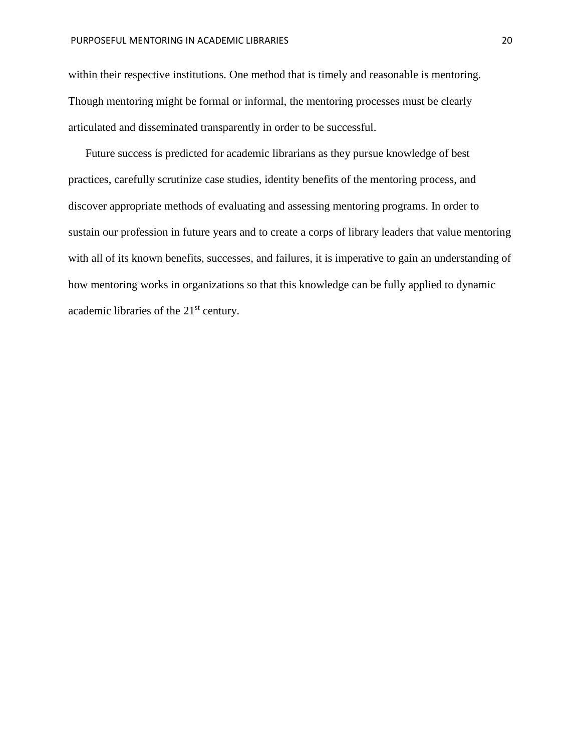within their respective institutions. One method that is timely and reasonable is mentoring. Though mentoring might be formal or informal, the mentoring processes must be clearly articulated and disseminated transparently in order to be successful.

Future success is predicted for academic librarians as they pursue knowledge of best practices, carefully scrutinize case studies, identity benefits of the mentoring process, and discover appropriate methods of evaluating and assessing mentoring programs. In order to sustain our profession in future years and to create a corps of library leaders that value mentoring with all of its known benefits, successes, and failures, it is imperative to gain an understanding of how mentoring works in organizations so that this knowledge can be fully applied to dynamic academic libraries of the 21st century.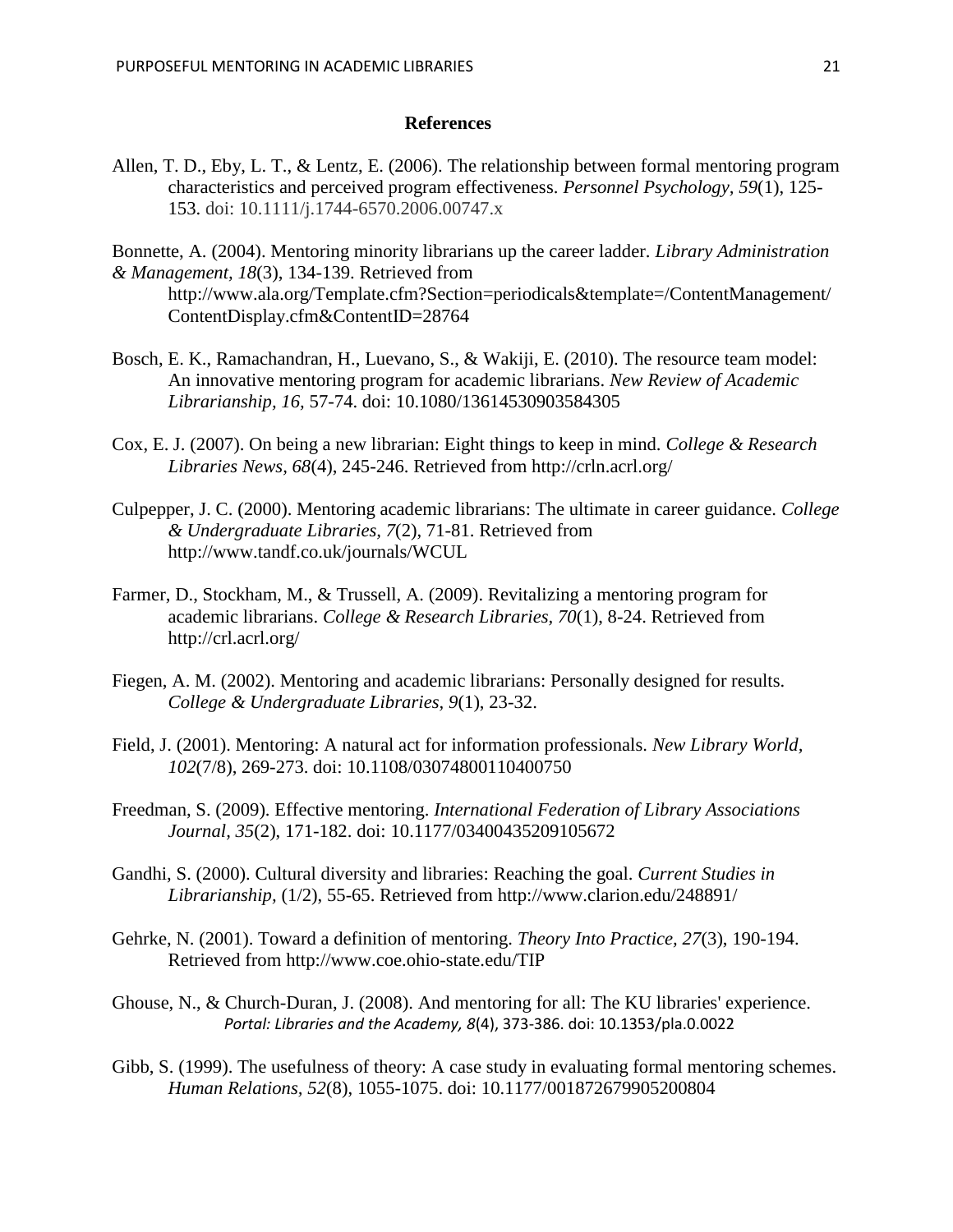## References

Allen, T. D., Eby, L. T., & Lentz, E. (2006). The relationship between formal mentoring program characteristics and perceived program effectiveness. *Personnel Psychology*, *59*(1), 125-153. doi: 10.1111/j.1744-6570.2006.00747.x

Bonnette, A. (2004). Mentoring minority librarians up the career ladder. *Library Administration & Management, 18*(3), 134-139. Retrieved from http://www.ala.org/Template.cfm?Section=periodicals&template=/ContentManagement/ContentDisplay.cfm&ContentID=28764

Bosch, E. K., Ramachandran, H., Luevano, S., & Wakiji, E. (2010). The resource team model: An innovative mentoring program for academic librarians. *New Review of Academic Librarianship, 16,* 57-74. doi: 10.1080/13614530903584305

Cox, E. J. (2007). On being a new librarian: Eight things to keep in mind. *College & Research Libraries News, 68*(4), 245-246. Retrieved from http://crln.acrl.org/

Culpepper, J. C. (2000). Mentoring academic librarians: The ultimate in career guidance. *College & Undergraduate Libraries, 7*(2), 71-81. Retrieved from http://www.tandf.co.uk/journals/WCUL

Farmer, D., Stockham, M., & Trussell, A. (2009). Revitalizing a mentoring program for academic librarians. *College & Research Libraries, 70*(1), 8-24. Retrieved from http://crl.acrl.org/

Fiegen, A. M. (2002). Mentoring and academic librarians: Personally designed for results. *College & Undergraduate Libraries, 9*(1), 23-32.

Field, J. (2001). Mentoring: A natural act for information professionals. *New Library World, 102*(7/8), 269-273. doi: 10.1108/03074800110400750

Freedman, S. (2009). Effective mentoring. *International Federation of Library Associations Journal, 35*(2), 171-182. doi: 10.1177/03400435209105672

Gandhi, S. (2000). Cultural diversity and libraries: Reaching the goal. *Current Studies in Librarianship,* (1/2), 55-65. Retrieved from http://www.clarion.edu/248891/

Gehrke, N. (2001). Toward a definition of mentoring. *Theory Into Practice, 27*(3), 190-194. Retrieved from http://www.coe.ohio-state.edu/TIP

Ghouse, N., & Church-Duran, J. (2008). And mentoring for all: The KU libraries' experience. *Portal: Libraries and the Academy, 8*(4), 373-386. doi: 10.1353/pla.0.0022

Gibb, S. (1999). The usefulness of theory: A case study in evaluating formal mentoring schemes. *Human Relations, 52*(8), 1055-1075. doi: 10.1177/001872679905200804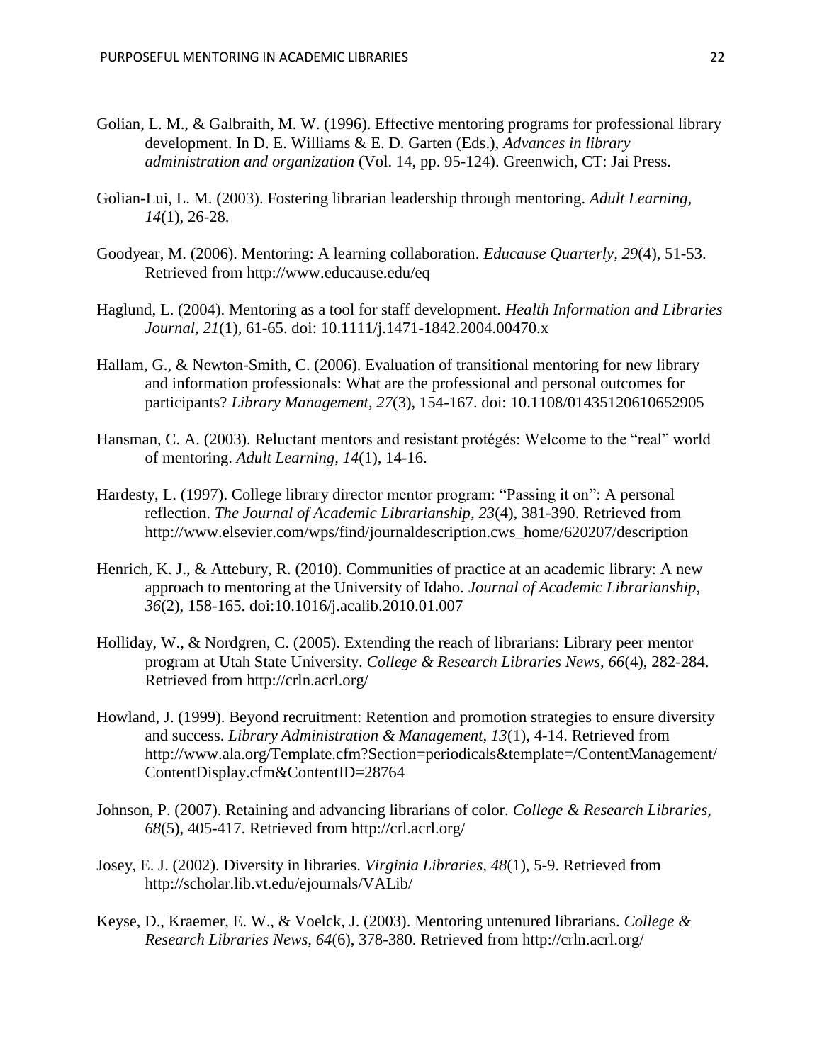Golian, L. M., & Galbraith, M. W. (1996). Effective mentoring programs for professional library development. In D. E. Williams & E. D. Garten (Eds.), *Advances in library administration and organization* (Vol. 14, pp. 95-124). Greenwich, CT: Jai Press.

Golian-Lui, L. M. (2003). Fostering librarian leadership through mentoring. *Adult Learning, 14*(1), 26-28.

Goodyear, M. (2006). Mentoring: A learning collaboration. *Educause Quarterly, 29*(4), 51-53. Retrieved from http://www.educause.edu/eq

Haglund, L. (2004). Mentoring as a tool for staff development. *Health Information and Libraries Journal, 21*(1), 61-65. doi: 10.1111/j.1471-1842.2004.00470.x

Hallam, G., & Newton-Smith, C. (2006). Evaluation of transitional mentoring for new library and information professionals: What are the professional and personal outcomes for participants? *Library Management, 27*(3), 154-167. doi: 10.1108/01435120610652905

Hansman, C. A. (2003). Reluctant mentors and resistant protégés: Welcome to the "real" world of mentoring. *Adult Learning, 14*(1), 14-16.

Hardesty, L. (1997). College library director mentor program: "Passing it on": A personal reflection. *The Journal of Academic Librarianship, 23*(4), 381-390. Retrieved from http://www.elsevier.com/wps/find/journaldescription.cws_home/620207/description

Henrich, K. J., & Attebury, R. (2010). Communities of practice at an academic library: A new approach to mentoring at the University of Idaho. *Journal of Academic Librarianship, 36*(2), 158-165. doi:10.1016/j.acalib.2010.01.007

Holliday, W., & Nordgren, C. (2005). Extending the reach of librarians: Library peer mentor program at Utah State University. *College & Research Libraries News, 66*(4), 282-284. Retrieved from http://crln.acrl.org/

Howland, J. (1999). Beyond recruitment: Retention and promotion strategies to ensure diversity and success. *Library Administration & Management, 13*(1), 4-14. Retrieved from http://www.ala.org/Template.cfm?Section=periodicals&template=/ContentManagement/ContentDisplay.cfm&ContentID=28764

Johnson, P. (2007). Retaining and advancing librarians of color. *College & Research Libraries, 68*(5), 405-417. Retrieved from http://crl.acrl.org/

Josey, E. J. (2002). Diversity in libraries. *Virginia Libraries, 48*(1), 5-9. Retrieved from http://scholar.lib.vt.edu/ejournals/VALib/

Keyse, D., Kraemer, E. W., & Voelck, J. (2003). Mentoring untenured librarians. *College & Research Libraries News, 64*(6), 378-380. Retrieved from http://crln.acrl.org/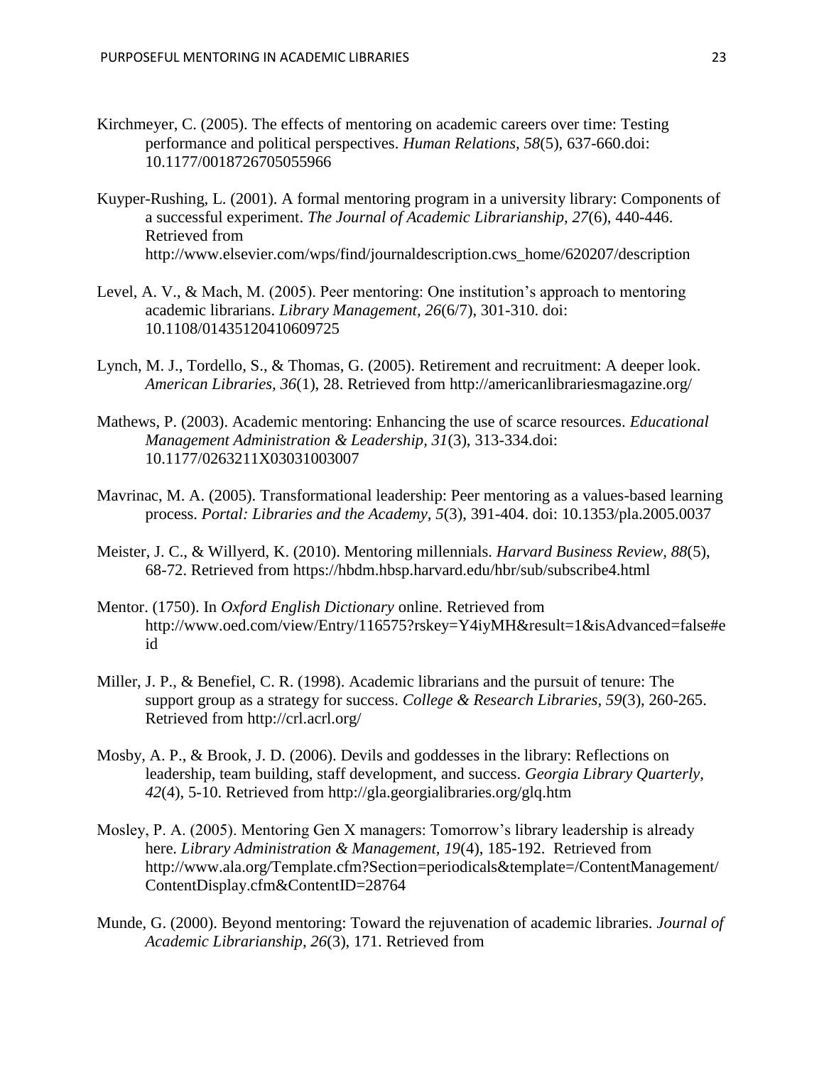Kirchmeyer, C. (2005). The effects of mentoring on academic careers over time: Testing performance and political perspectives. *Human Relations, 58*(5), 637-660.doi: 10.1177/0018726705055966

Kuyper-Rushing, L. (2001). A formal mentoring program in a university library: Components of a successful experiment. *The Journal of Academic Librarianship, 27*(6), 440-446. Retrieved from http://www.elsevier.com/wps/find/journaldescription.cws_home/620207/description

Level, A. V., & Mach, M. (2005). Peer mentoring: One institution's approach to mentoring academic librarians. *Library Management, 26*(6/7), 301-310. doi: 10.1108/01435120410609725

Lynch, M. J., Tordello, S., & Thomas, G. (2005). Retirement and recruitment: A deeper look. *American Libraries, 36*(1), 28. Retrieved from http://americanlibrariesmagazine.org/

Mathews, P. (2003). Academic mentoring: Enhancing the use of scarce resources. *Educational Management Administration & Leadership, 31*(3), 313-334.doi: 10.1177/0263211X03031003007

Mavrinac, M. A. (2005). Transformational leadership: Peer mentoring as a values-based learning process. *Portal: Libraries and the Academy, 5*(3), 391-404. doi: 10.1353/pla.2005.0037

Meister, J. C., & Willyerd, K. (2010). Mentoring millennials. *Harvard Business Review, 88*(5), 68-72. Retrieved from https://hbdm.hbsp.harvard.edu/hbr/sub/subscribe4.html

Mentor. (1750). In *Oxford English Dictionary* online. Retrieved from http://www.oed.com/view/Entry/116575?rskey=Y4iyMH&result=1&isAdvanced=false#eid

Miller, J. P., & Benefiel, C. R. (1998). Academic librarians and the pursuit of tenure: The support group as a strategy for success. *College & Research Libraries, 59*(3), 260-265. Retrieved from http://crl.acrl.org/

Mosby, A. P., & Brook, J. D. (2006). Devils and goddesses in the library: Reflections on leadership, team building, staff development, and success. *Georgia Library Quarterly, 42*(4), 5-10. Retrieved from http://gla.georgialibraries.org/glq.htm

Mosley, P. A. (2005). Mentoring Gen X managers: Tomorrow's library leadership is already here. *Library Administration & Management, 19*(4), 185-192. Retrieved from http://www.ala.org/Template.cfm?Section=periodicals&template=/ContentManagement/ContentDisplay.cfm&ContentID=28764

Munde, G. (2000). Beyond mentoring: Toward the rejuvenation of academic libraries. *Journal of Academic Librarianship, 26*(3), 171. Retrieved from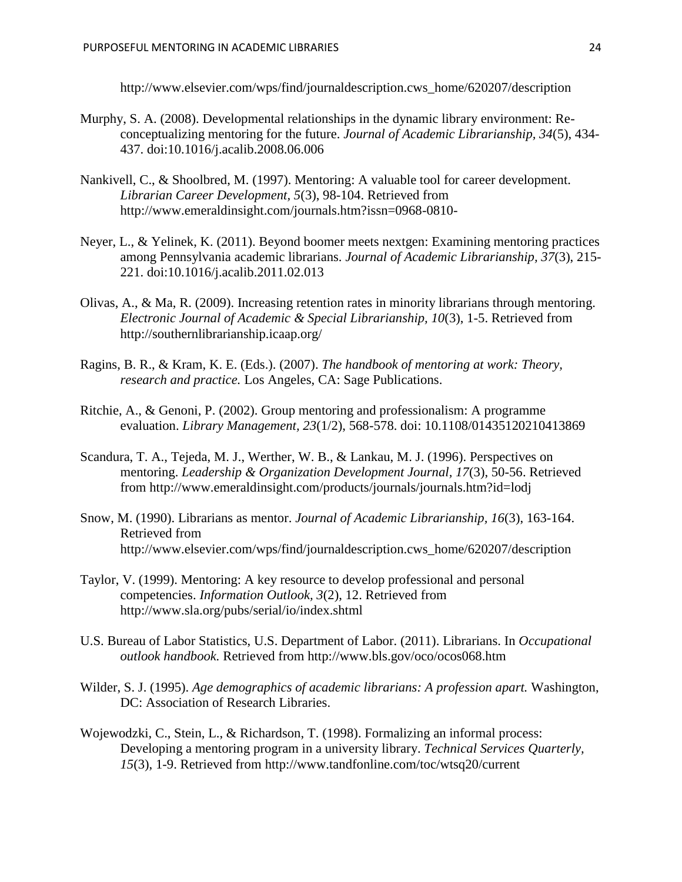http://www.elsevier.com/wps/find/journaldescription.cws_home/620207/description

Murphy, S. A. (2008). Developmental relationships in the dynamic library environment: Re-conceptualizing mentoring for the future. *Journal of Academic Librarianship, 34*(5), 434-437. doi:10.1016/j.acalib.2008.06.006

Nankivell, C., & Shoolbred, M. (1997). Mentoring: A valuable tool for career development. *Librarian Career Development, 5*(3), 98-104. Retrieved from http://www.emeraldinsight.com/journals.htm?issn=0968-0810-

Neyer, L., & Yelinek, K. (2011). Beyond boomer meets nextgen: Examining mentoring practices among Pennsylvania academic librarians. *Journal of Academic Librarianship, 37*(3), 215-221. doi:10.1016/j.acalib.2011.02.013

Olivas, A., & Ma, R. (2009). Increasing retention rates in minority librarians through mentoring. *Electronic Journal of Academic & Special Librarianship, 10*(3), 1-5. Retrieved from http://southernlibrarianship.icaap.org/

Ragins, B. R., & Kram, K. E. (Eds.). (2007). *The handbook of mentoring at work: Theory, research and practice.* Los Angeles, CA: Sage Publications.

Ritchie, A., & Genoni, P. (2002). Group mentoring and professionalism: A programme evaluation. *Library Management, 23*(1/2), 568-578. doi: 10.1108/01435120210413869

Scandura, T. A., Tejeda, M. J., Werther, W. B., & Lankau, M. J. (1996). Perspectives on mentoring. *Leadership & Organization Development Journal, 17*(3), 50-56. Retrieved from http://www.emeraldinsight.com/products/journals/journals.htm?id=lodj

Snow, M. (1990). Librarians as mentor. *Journal of Academic Librarianship, 16*(3), 163-164. Retrieved from http://www.elsevier.com/wps/find/journaldescription.cws_home/620207/description

Taylor, V. (1999). Mentoring: A key resource to develop professional and personal competencies. *Information Outlook, 3*(2), 12. Retrieved from http://www.sla.org/pubs/serial/io/index.shtml

U.S. Bureau of Labor Statistics, U.S. Department of Labor. (2011). Librarians. In *Occupational outlook handbook.* Retrieved from http://www.bls.gov/oco/ocos068.htm

Wilder, S. J. (1995). *Age demographics of academic librarians: A profession apart.* Washington, DC: Association of Research Libraries.

Wojewodzki, C., Stein, L., & Richardson, T. (1998). Formalizing an informal process: Developing a mentoring program in a university library. *Technical Services Quarterly, 15*(3), 1-9. Retrieved from http://www.tandfonline.com/toc/wtsq20/current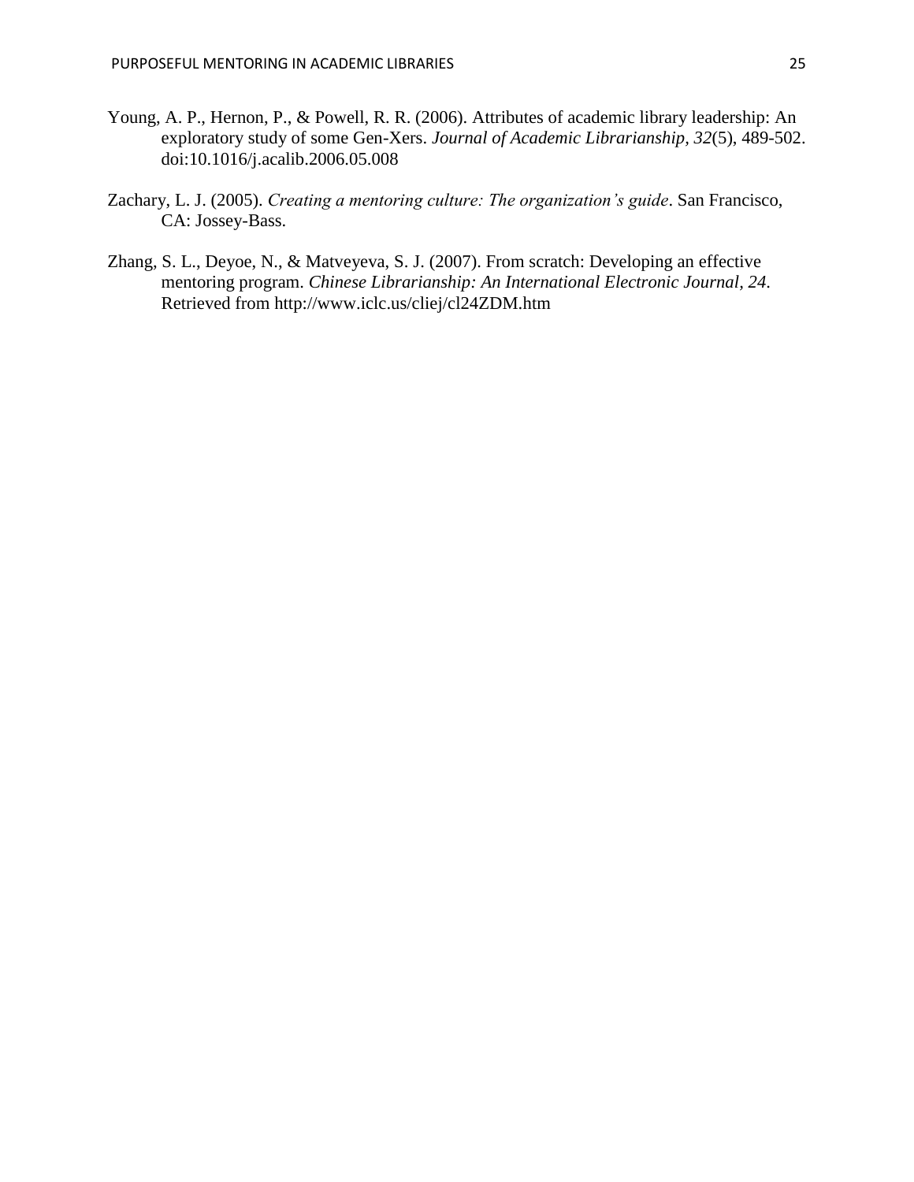Young, A. P., Hernon, P., & Powell, R. R. (2006). Attributes of academic library leadership: An exploratory study of some Gen-Xers. *Journal of Academic Librarianship, 32*(5), 489-502. doi:10.1016/j.acalib.2006.05.008

Zachary, L. J. (2005). *Creating a mentoring culture: The organization's guide*. San Francisco, CA: Jossey-Bass.

Zhang, S. L., Deyoe, N., & Matveyeva, S. J. (2007). From scratch: Developing an effective mentoring program. *Chinese Librarianship: An International Electronic Journal, 24*. Retrieved from http://www.iclc.us/cliej/cl24ZDM.htm